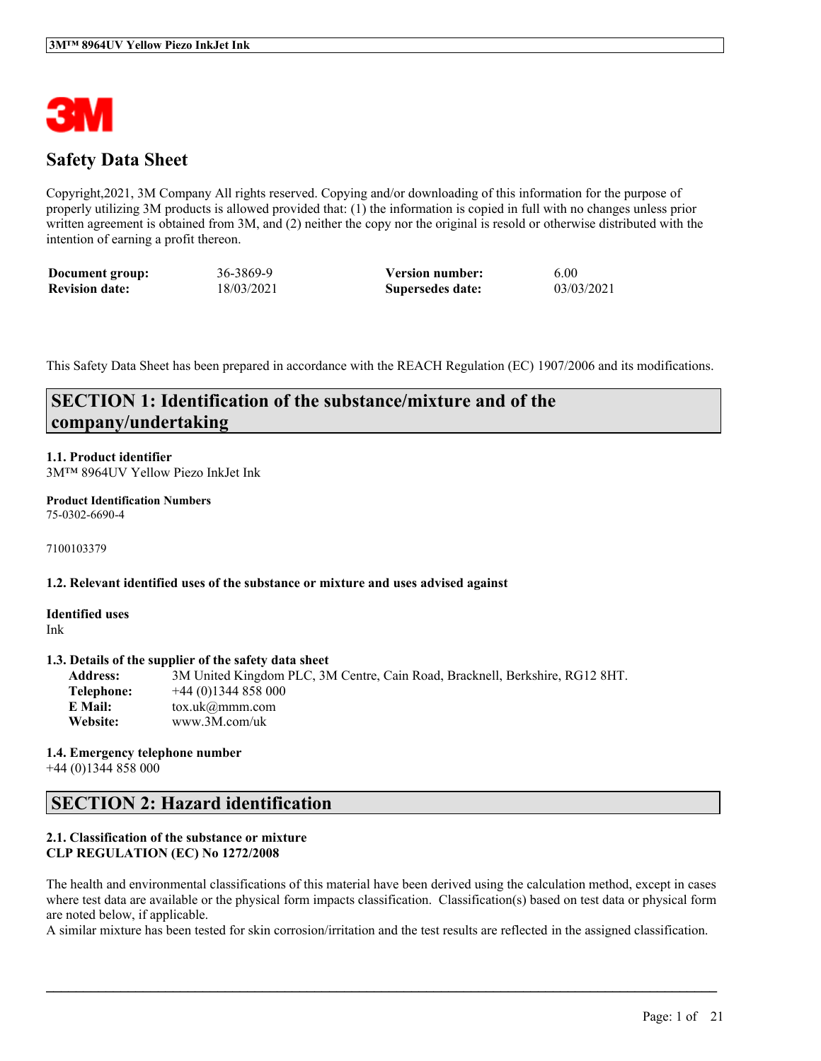# Safety Data Sheet

Copyright,2021, 3M Company All rights reserved. Copying and/or downloading of this information for the purpose of properly utilizing 3M products is allowed provided that: (1) the information is copied in full with no changes unless prior written agreement is obtained from 3M, and (2) neither the copy nor the original is resold or otherwise distributed with the intention of earning a profit thereon.

| | | | |
|---|---|---|---|
| **Document group:** | 36-3869-9 | **Version number:** | 6.00 |
| **Revision date:** | 18/03/2021 | **Supersedes date:** | 03/03/2021 |

This Safety Data Sheet has been prepared in accordance with the REACH Regulation (EC) 1907/2006 and its modifications.

## SECTION 1: Identification of the substance/mixture and of the company/undertaking

**1.1. Product identifier**
3M™ 8964UV Yellow Piezo InkJet Ink

**Product Identification Numbers**
75-0302-6690-4

7100103379

**1.2. Relevant identified uses of the substance or mixture and uses advised against**

**Identified uses**
Ink

**1.3. Details of the supplier of the safety data sheet**

| | |
|---|---|
| **Address:** | 3M United Kingdom PLC, 3M Centre, Cain Road, Bracknell, Berkshire, RG12 8HT. |
| **Telephone:** | +44 (0)1344 858 000 |
| **E Mail:** | tox.uk@mmm.com |
| **Website:** | www.3M.com/uk |

**1.4. Emergency telephone number**
+44 (0)1344 858 000

## SECTION 2: Hazard identification

**2.1. Classification of the substance or mixture**
**CLP REGULATION (EC) No 1272/2008**

The health and environmental classifications of this material have been derived using the calculation method, except in cases where test data are available or the physical form impacts classification. Classification(s) based on test data or physical form are noted below, if applicable.
A similar mixture has been tested for skin corrosion/irritation and the test results are reflected in the assigned classification.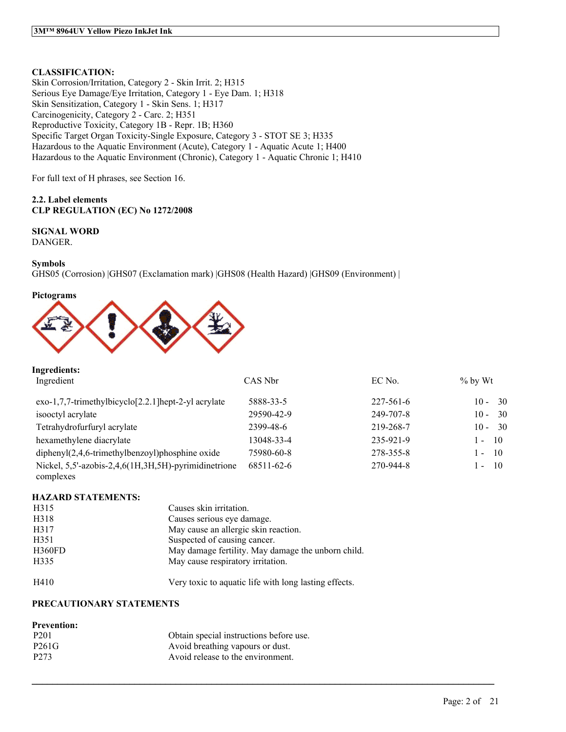**CLASSIFICATION:**
Skin Corrosion/Irritation, Category 2 - Skin Irrit. 2; H315
Serious Eye Damage/Eye Irritation, Category 1 - Eye Dam. 1; H318
Skin Sensitization, Category 1 - Skin Sens. 1; H317
Carcinogenicity, Category 2 - Carc. 2; H351
Reproductive Toxicity, Category 1B - Repr. 1B; H360
Specific Target Organ Toxicity-Single Exposure, Category 3 - STOT SE 3; H335
Hazardous to the Aquatic Environment (Acute), Category 1 - Aquatic Acute 1; H400
Hazardous to the Aquatic Environment (Chronic), Category 1 - Aquatic Chronic 1; H410

For full text of H phrases, see Section 16.

### 2.2. Label elements
### CLP REGULATION (EC) No 1272/2008

**SIGNAL WORD**
DANGER.

**Symbols**
GHS05 (Corrosion) |GHS07 (Exclamation mark) |GHS08 (Health Hazard) |GHS09 (Environment) |

**Pictograms**

**Ingredients:**

| Ingredient | CAS Nbr | EC No. | % by Wt |
|---|---|---|---|
| exo-1,7,7-trimethylbicyclo[2.2.1]hept-2-yl acrylate | 5888-33-5 | 227-561-6 | 10 - 30 |
| isooctyl acrylate | 29590-42-9 | 249-707-8 | 10 - 30 |
| Tetrahydrofurfuryl acrylate | 2399-48-6 | 219-268-7 | 10 - 30 |
| hexamethylene diacrylate | 13048-33-4 | 235-921-9 | 1 - 10 |
| diphenyl(2,4,6-trimethylbenzoyl)phosphine oxide | 75980-60-8 | 278-355-8 | 1 - 10 |
| Nickel, 5,5'-azobis-2,4,6(1H,3H,5H)-pyrimidinetrione complexes | 68511-62-6 | 270-944-8 | 1 - 10 |

**HAZARD STATEMENTS:**

| | |
|---|---|
| H315 | Causes skin irritation. |
| H318 | Causes serious eye damage. |
| H317 | May cause an allergic skin reaction. |
| H351 | Suspected of causing cancer. |
| H360FD | May damage fertility. May damage the unborn child. |
| H335 | May cause respiratory irritation. |
| H410 | Very toxic to aquatic life with long lasting effects. |

**PRECAUTIONARY STATEMENTS**

**Prevention:**

| | |
|---|---|
| P201 | Obtain special instructions before use. |
| P261G | Avoid breathing vapours or dust. |
| P273 | Avoid release to the environment. |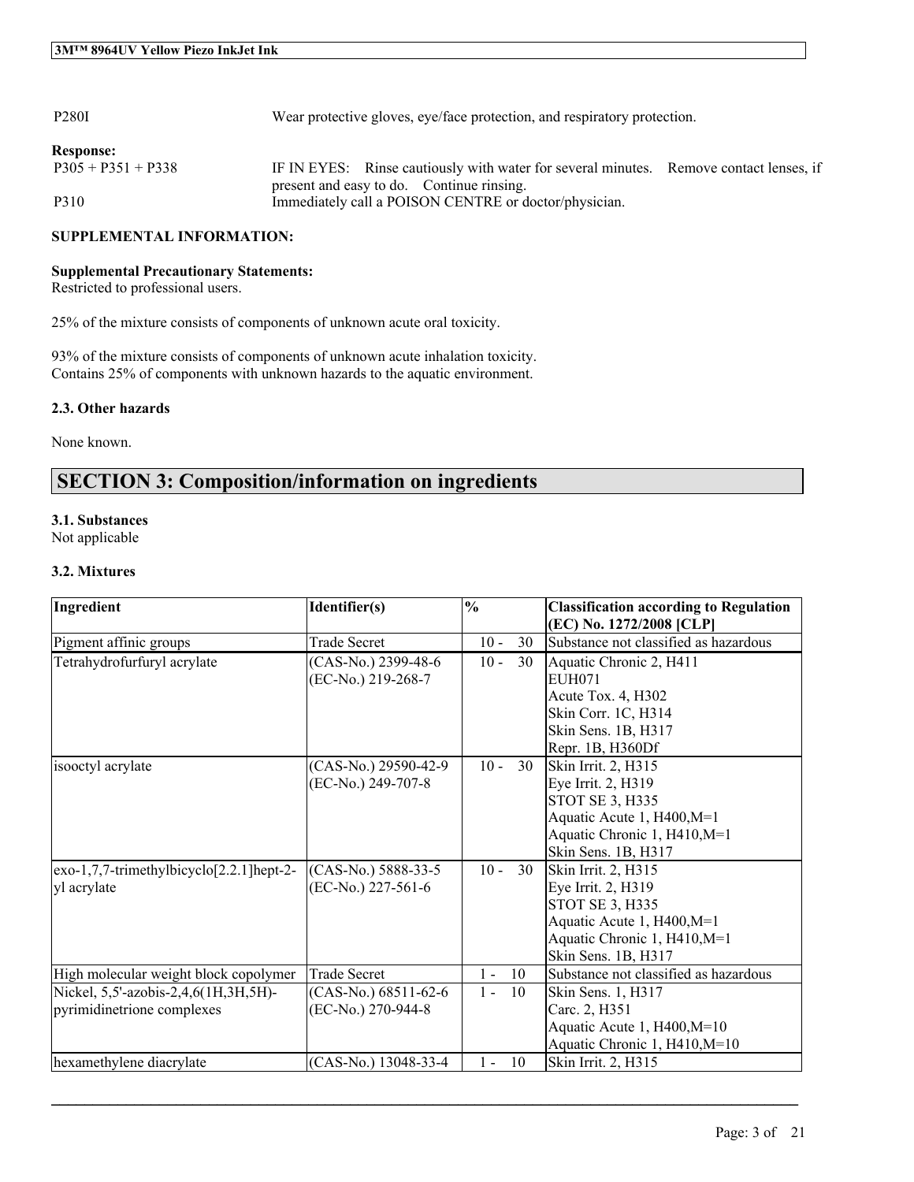| | |
|---|---|
| P280I | Wear protective gloves, eye/face protection, and respiratory protection. |

**Response:**

| | |
|---|---|
| P305 + P351 + P338 | IF IN EYES: Rinse cautiously with water for several minutes. Remove contact lenses, if present and easy to do. Continue rinsing. |
| P310 | Immediately call a POISON CENTRE or doctor/physician. |

**SUPPLEMENTAL INFORMATION:**

**Supplemental Precautionary Statements:**
Restricted to professional users.

25% of the mixture consists of components of unknown acute oral toxicity.

93% of the mixture consists of components of unknown acute inhalation toxicity.
Contains 25% of components with unknown hazards to the aquatic environment.

### 2.3. Other hazards

None known.

## SECTION 3: Composition/information on ingredients

### 3.1. Substances
Not applicable

### 3.2. Mixtures

| Ingredient | Identifier(s) | % | Classification according to Regulation (EC) No. 1272/2008 [CLP] |
|---|---|---|---|
| Pigment affinic groups | Trade Secret | 10 - 30 | Substance not classified as hazardous |
| Tetrahydrofurfuryl acrylate | (CAS-No.) 2399-48-6<br>(EC-No.) 219-268-7 | 10 - 30 | Aquatic Chronic 2, H411<br>EUH071<br>Acute Tox. 4, H302<br>Skin Corr. 1C, H314<br>Skin Sens. 1B, H317<br>Repr. 1B, H360Df |
| isooctyl acrylate | (CAS-No.) 29590-42-9<br>(EC-No.) 249-707-8 | 10 - 30 | Skin Irrit. 2, H315<br>Eye Irrit. 2, H319<br>STOT SE 3, H335<br>Aquatic Acute 1, H400,M=1<br>Aquatic Chronic 1, H410,M=1<br>Skin Sens. 1B, H317 |
| exo-1,7,7-trimethylbicyclo[2.2.1]hept-2-yl acrylate | (CAS-No.) 5888-33-5<br>(EC-No.) 227-561-6 | 10 - 30 | Skin Irrit. 2, H315<br>Eye Irrit. 2, H319<br>STOT SE 3, H335<br>Aquatic Acute 1, H400,M=1<br>Aquatic Chronic 1, H410,M=1<br>Skin Sens. 1B, H317 |
| High molecular weight block copolymer | Trade Secret | 1 - 10 | Substance not classified as hazardous |
| Nickel, 5,5'-azobis-2,4,6(1H,3H,5H)-pyrimidinetrione complexes | (CAS-No.) 68511-62-6<br>(EC-No.) 270-944-8 | 1 - 10 | Skin Sens. 1, H317<br>Carc. 2, H351<br>Aquatic Acute 1, H400,M=10<br>Aquatic Chronic 1, H410,M=10 |
| hexamethylene diacrylate | (CAS-No.) 13048-33-4 | 1 - 10 | Skin Irrit. 2, H315 |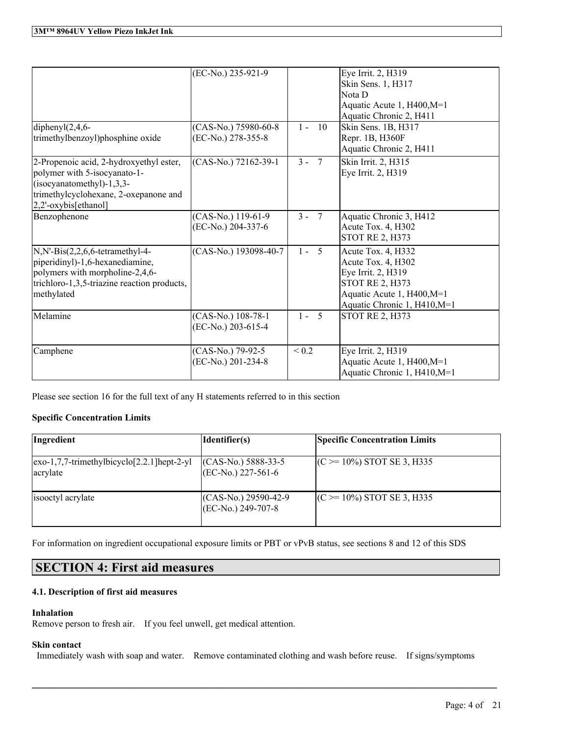| | | | |
|---|---|---|---|
| | (EC-No.) 235-921-9 | | Eye Irrit. 2, H319<br>Skin Sens. 1, H317<br>Nota D<br>Aquatic Acute 1, H400,M=1<br>Aquatic Chronic 2, H411 |
| diphenyl(2,4,6-trimethylbenzoyl)phosphine oxide | (CAS-No.) 75980-60-8<br>(EC-No.) 278-355-8 | 1 - 10 | Skin Sens. 1B, H317<br>Repr. 1B, H360F<br>Aquatic Chronic 2, H411 |
| 2-Propenoic acid, 2-hydroxyethyl ester, polymer with 5-isocyanato-1-(isocyanatomethyl)-1,3,3-trimethylcyclohexane, 2-oxepanone and 2,2'-oxybis[ethanol] | (CAS-No.) 72162-39-1 | 3 - 7 | Skin Irrit. 2, H315<br>Eye Irrit. 2, H319 |
| Benzophenone | (CAS-No.) 119-61-9<br>(EC-No.) 204-337-6 | 3 - 7 | Aquatic Chronic 3, H412<br>Acute Tox. 4, H302<br>STOT RE 2, H373 |
| N,N'-Bis(2,2,6,6-tetramethyl-4-piperidinyl)-1,6-hexanediamine, polymers with morpholine-2,4,6-trichloro-1,3,5-triazine reaction products, methylated | (CAS-No.) 193098-40-7 | 1 - 5 | Acute Tox. 4, H332<br>Acute Tox. 4, H302<br>Eye Irrit. 2, H319<br>STOT RE 2, H373<br>Aquatic Acute 1, H400,M=1<br>Aquatic Chronic 1, H410,M=1 |
| Melamine | (CAS-No.) 108-78-1<br>(EC-No.) 203-615-4 | 1 - 5 | STOT RE 2, H373 |
| Camphene | (CAS-No.) 79-92-5<br>(EC-No.) 201-234-8 | < 0.2 | Eye Irrit. 2, H319<br>Aquatic Acute 1, H400,M=1<br>Aquatic Chronic 1, H410,M=1 |

Please see section 16 for the full text of any H statements referred to in this section

**Specific Concentration Limits**

| Ingredient | Identifier(s) | Specific Concentration Limits |
|---|---|---|
| exo-1,7,7-trimethylbicyclo[2.2.1]hept-2-yl acrylate | (CAS-No.) 5888-33-5<br>(EC-No.) 227-561-6 | (C >= 10%) STOT SE 3, H335 |
| isooctyl acrylate | (CAS-No.) 29590-42-9<br>(EC-No.) 249-707-8 | (C >= 10%) STOT SE 3, H335 |

For information on ingredient occupational exposure limits or PBT or vPvB status, see sections 8 and 12 of this SDS

# SECTION 4: First aid measures

### 4.1. Description of first aid measures

**Inhalation**

Remove person to fresh air. If you feel unwell, get medical attention.

**Skin contact**

Immediately wash with soap and water. Remove contaminated clothing and wash before reuse. If signs/symptoms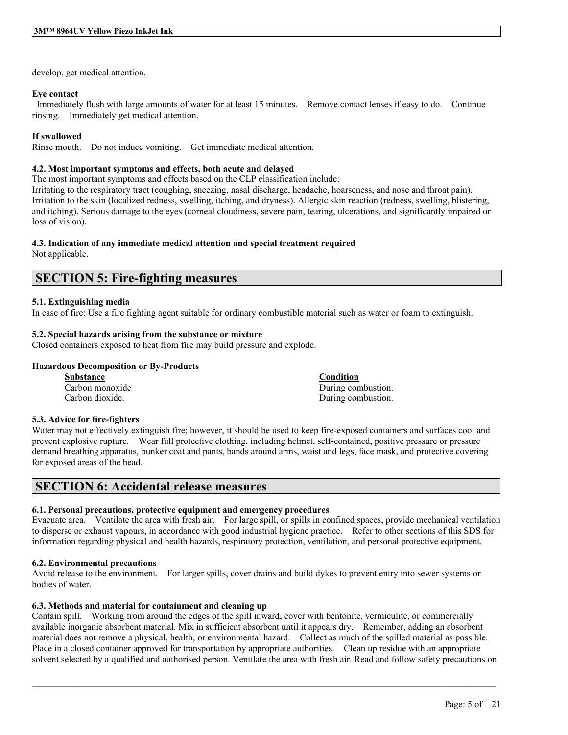develop, get medical attention.

**Eye contact**

Immediately flush with large amounts of water for at least 15 minutes. Remove contact lenses if easy to do. Continue rinsing. Immediately get medical attention.

**If swallowed**

Rinse mouth. Do not induce vomiting. Get immediate medical attention.

**4.2. Most important symptoms and effects, both acute and delayed**

The most important symptoms and effects based on the CLP classification include:
Irritating to the respiratory tract (coughing, sneezing, nasal discharge, headache, hoarseness, and nose and throat pain). Irritation to the skin (localized redness, swelling, itching, and dryness). Allergic skin reaction (redness, swelling, blistering, and itching). Serious damage to the eyes (corneal cloudiness, severe pain, tearing, ulcerations, and significantly impaired or loss of vision).

**4.3. Indication of any immediate medical attention and special treatment required**

Not applicable.

## SECTION 5: Fire-fighting measures

**5.1. Extinguishing media**

In case of fire: Use a fire fighting agent suitable for ordinary combustible material such as water or foam to extinguish.

**5.2. Special hazards arising from the substance or mixture**

Closed containers exposed to heat from fire may build pressure and explode.

**Hazardous Decomposition or By-Products**

| Substance | Condition |
|---|---|
| Carbon monoxide | During combustion. |
| Carbon dioxide. | During combustion. |

**5.3. Advice for fire-fighters**

Water may not effectively extinguish fire; however, it should be used to keep fire-exposed containers and surfaces cool and prevent explosive rupture. Wear full protective clothing, including helmet, self-contained, positive pressure or pressure demand breathing apparatus, bunker coat and pants, bands around arms, waist and legs, face mask, and protective covering for exposed areas of the head.

## SECTION 6: Accidental release measures

**6.1. Personal precautions, protective equipment and emergency procedures**

Evacuate area. Ventilate the area with fresh air. For large spill, or spills in confined spaces, provide mechanical ventilation to disperse or exhaust vapours, in accordance with good industrial hygiene practice. Refer to other sections of this SDS for information regarding physical and health hazards, respiratory protection, ventilation, and personal protective equipment.

**6.2. Environmental precautions**

Avoid release to the environment. For larger spills, cover drains and build dykes to prevent entry into sewer systems or bodies of water.

**6.3. Methods and material for containment and cleaning up**

Contain spill. Working from around the edges of the spill inward, cover with bentonite, vermiculite, or commercially available inorganic absorbent material. Mix in sufficient absorbent until it appears dry. Remember, adding an absorbent material does not remove a physical, health, or environmental hazard. Collect as much of the spilled material as possible. Place in a closed container approved for transportation by appropriate authorities. Clean up residue with an appropriate solvent selected by a qualified and authorised person. Ventilate the area with fresh air. Read and follow safety precautions on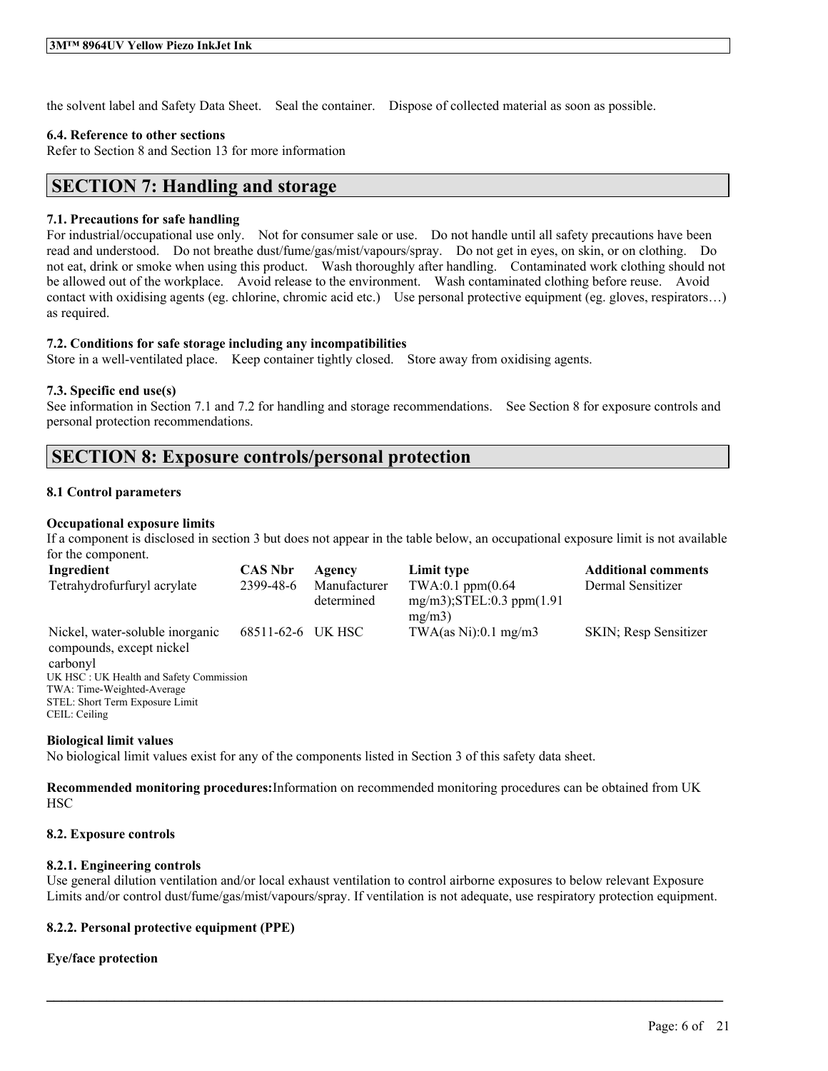the solvent label and Safety Data Sheet.    Seal the container.    Dispose of collected material as soon as possible.

### 6.4. Reference to other sections
Refer to Section 8 and Section 13 for more information

## SECTION 7: Handling and storage

### 7.1. Precautions for safe handling
For industrial/occupational use only.    Not for consumer sale or use.    Do not handle until all safety precautions have been read and understood.    Do not breathe dust/fume/gas/mist/vapours/spray.    Do not get in eyes, on skin, or on clothing.    Do not eat, drink or smoke when using this product.    Wash thoroughly after handling.    Contaminated work clothing should not be allowed out of the workplace.    Avoid release to the environment.    Wash contaminated clothing before reuse.    Avoid contact with oxidising agents (eg. chlorine, chromic acid etc.)    Use personal protective equipment (eg. gloves, respirators…) as required.

### 7.2. Conditions for safe storage including any incompatibilities
Store in a well-ventilated place.    Keep container tightly closed.    Store away from oxidising agents.

### 7.3. Specific end use(s)
See information in Section 7.1 and 7.2 for handling and storage recommendations.    See Section 8 for exposure controls and personal protection recommendations.

## SECTION 8: Exposure controls/personal protection

### 8.1 Control parameters

**Occupational exposure limits**

If a component is disclosed in section 3 but does not appear in the table below, an occupational exposure limit is not available for the component.

| Ingredient | CAS Nbr | Agency | Limit type | Additional comments |
|---|---|---|---|---|
| Tetrahydrofurfuryl acrylate | 2399-48-6 | Manufacturer determined | TWA:0.1 ppm(0.64 mg/m3);STEL:0.3 ppm(1.91 mg/m3) | Dermal Sensitizer |
| Nickel, water-soluble inorganic compounds, except nickel carbonyl | 68511-62-6 | UK HSC | TWA(as Ni):0.1 mg/m3 | SKIN; Resp Sensitizer |

UK HSC : UK Health and Safety Commission
TWA: Time-Weighted-Average
STEL: Short Term Exposure Limit
CEIL: Ceiling

**Biological limit values**

No biological limit values exist for any of the components listed in Section 3 of this safety data sheet.

**Recommended monitoring procedures:**Information on recommended monitoring procedures can be obtained from UK HSC

### 8.2. Exposure controls

#### 8.2.1. Engineering controls
Use general dilution ventilation and/or local exhaust ventilation to control airborne exposures to below relevant Exposure Limits and/or control dust/fume/gas/mist/vapours/spray. If ventilation is not adequate, use respiratory protection equipment.

#### 8.2.2. Personal protective equipment (PPE)

**Eye/face protection**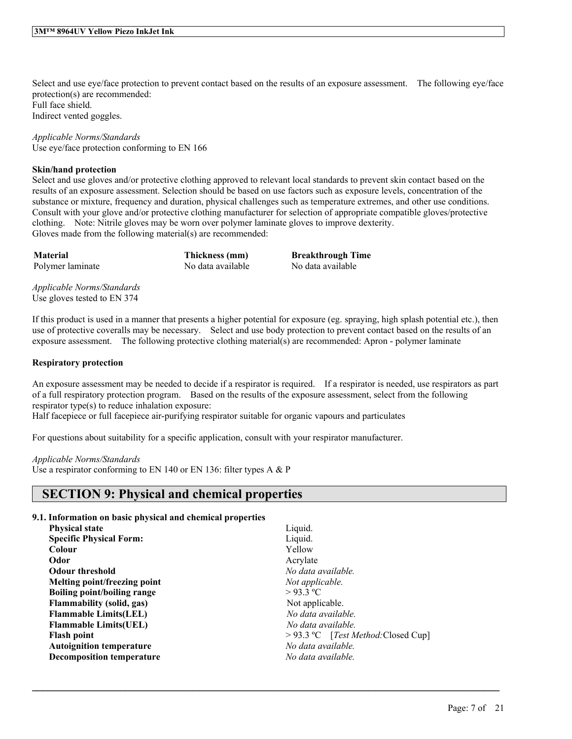Select and use eye/face protection to prevent contact based on the results of an exposure assessment. The following eye/face protection(s) are recommended:
Full face shield.
Indirect vented goggles.

*Applicable Norms/Standards*
Use eye/face protection conforming to EN 166

**Skin/hand protection**
Select and use gloves and/or protective clothing approved to relevant local standards to prevent skin contact based on the results of an exposure assessment. Selection should be based on use factors such as exposure levels, concentration of the substance or mixture, frequency and duration, physical challenges such as temperature extremes, and other use conditions. Consult with your glove and/or protective clothing manufacturer for selection of appropriate compatible gloves/protective clothing. Note: Nitrile gloves may be worn over polymer laminate gloves to improve dexterity.
Gloves made from the following material(s) are recommended:

| Material | Thickness (mm) | Breakthrough Time |
|---|---|---|
| Polymer laminate | No data available | No data available |

*Applicable Norms/Standards*
Use gloves tested to EN 374

If this product is used in a manner that presents a higher potential for exposure (eg. spraying, high splash potential etc.), then use of protective coveralls may be necessary. Select and use body protection to prevent contact based on the results of an exposure assessment. The following protective clothing material(s) are recommended: Apron - polymer laminate

**Respiratory protection**

An exposure assessment may be needed to decide if a respirator is required. If a respirator is needed, use respirators as part of a full respiratory protection program. Based on the results of the exposure assessment, select from the following respirator type(s) to reduce inhalation exposure:
Half facepiece or full facepiece air-purifying respirator suitable for organic vapours and particulates

For questions about suitability for a specific application, consult with your respirator manufacturer.

*Applicable Norms/Standards*
Use a respirator conforming to EN 140 or EN 136: filter types A & P

## SECTION 9: Physical and chemical properties

### 9.1. Information on basic physical and chemical properties

| | |
|---|---|
| **Physical state** | Liquid. |
| **Specific Physical Form:** | Liquid. |
| **Colour** | Yellow |
| **Odor** | Acrylate |
| **Odour threshold** | *No data available.* |
| **Melting point/freezing point** | *Not applicable.* |
| **Boiling point/boiling range** | > 93.3 ºC |
| **Flammability (solid, gas)** | Not applicable. |
| **Flammable Limits(LEL)** | *No data available.* |
| **Flammable Limits(UEL)** | *No data available.* |
| **Flash point** | > 93.3 ºC [*Test Method:*Closed Cup] |
| **Autoignition temperature** | *No data available.* |
| **Decomposition temperature** | *No data available.* |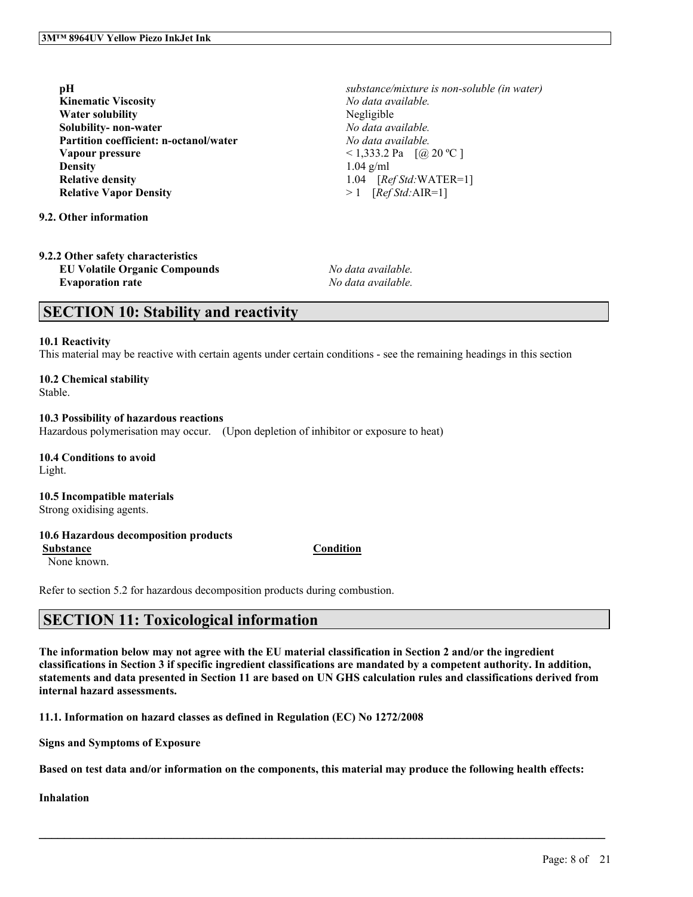| | |
|---|---|
| **pH** | *substance/mixture is non-soluble (in water)* |
| **Kinematic Viscosity** | *No data available.* |
| **Water solubility** | Negligible |
| **Solubility- non-water** | *No data available.* |
| **Partition coefficient: n-octanol/water** | *No data available.* |
| **Vapour pressure** | < 1,333.2 Pa [@ 20 ºC ] |
| **Density** | 1.04 g/ml |
| **Relative density** | 1.04 [*Ref Std:*WATER=1] |
| **Relative Vapor Density** | > 1 [*Ref Std:*AIR=1] |

**9.2. Other information**

**9.2.2 Other safety characteristics**

| | |
|---|---|
| **EU Volatile Organic Compounds** | *No data available.* |
| **Evaporation rate** | *No data available.* |

## SECTION 10: Stability and reactivity

**10.1 Reactivity**
This material may be reactive with certain agents under certain conditions - see the remaining headings in this section

**10.2 Chemical stability**
Stable.

**10.3 Possibility of hazardous reactions**
Hazardous polymerisation may occur. (Upon depletion of inhibitor or exposure to heat)

**10.4 Conditions to avoid**
Light.

**10.5 Incompatible materials**
Strong oxidising agents.

**10.6 Hazardous decomposition products**

| Substance | Condition |
|---|---|
| None known. | |

Refer to section 5.2 for hazardous decomposition products during combustion.

## SECTION 11: Toxicological information

**The information below may not agree with the EU material classification in Section 2 and/or the ingredient classifications in Section 3 if specific ingredient classifications are mandated by a competent authority. In addition, statements and data presented in Section 11 are based on UN GHS calculation rules and classifications derived from internal hazard assessments.**

**11.1. Information on hazard classes as defined in Regulation (EC) No 1272/2008**

**Signs and Symptoms of Exposure**

**Based on test data and/or information on the components, this material may produce the following health effects:**

**Inhalation**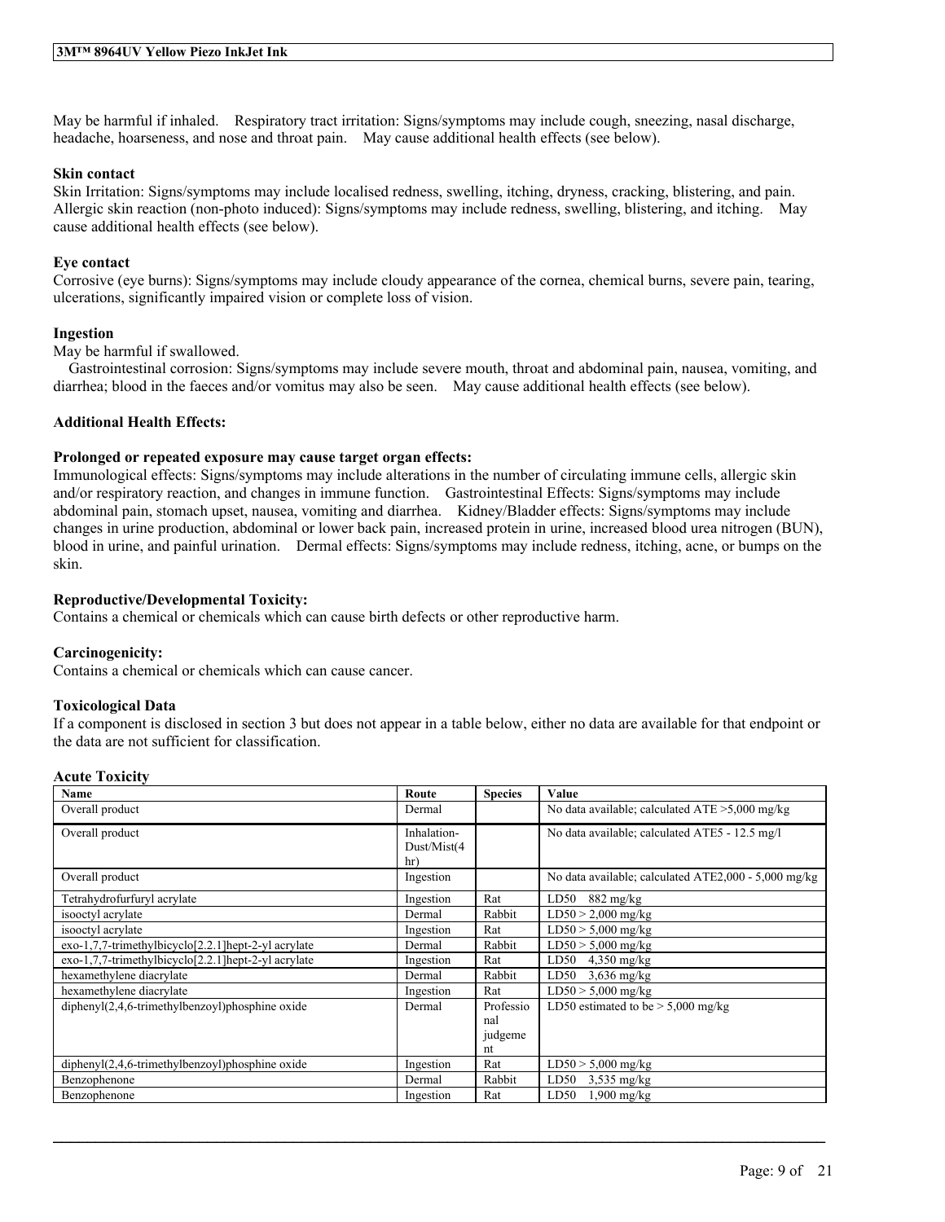May be harmful if inhaled. Respiratory tract irritation: Signs/symptoms may include cough, sneezing, nasal discharge, headache, hoarseness, and nose and throat pain. May cause additional health effects (see below).

**Skin contact**

Skin Irritation: Signs/symptoms may include localised redness, swelling, itching, dryness, cracking, blistering, and pain. Allergic skin reaction (non-photo induced): Signs/symptoms may include redness, swelling, blistering, and itching. May cause additional health effects (see below).

**Eye contact**

Corrosive (eye burns): Signs/symptoms may include cloudy appearance of the cornea, chemical burns, severe pain, tearing, ulcerations, significantly impaired vision or complete loss of vision.

**Ingestion**

May be harmful if swallowed.

Gastrointestinal corrosion: Signs/symptoms may include severe mouth, throat and abdominal pain, nausea, vomiting, and diarrhea; blood in the faeces and/or vomitus may also be seen. May cause additional health effects (see below).

**Additional Health Effects:**

**Prolonged or repeated exposure may cause target organ effects:**

Immunological effects: Signs/symptoms may include alterations in the number of circulating immune cells, allergic skin and/or respiratory reaction, and changes in immune function. Gastrointestinal Effects: Signs/symptoms may include abdominal pain, stomach upset, nausea, vomiting and diarrhea. Kidney/Bladder effects: Signs/symptoms may include changes in urine production, abdominal or lower back pain, increased protein in urine, increased blood urea nitrogen (BUN), blood in urine, and painful urination. Dermal effects: Signs/symptoms may include redness, itching, acne, or bumps on the skin.

**Reproductive/Developmental Toxicity:**

Contains a chemical or chemicals which can cause birth defects or other reproductive harm.

**Carcinogenicity:**

Contains a chemical or chemicals which can cause cancer.

**Toxicological Data**

If a component is disclosed in section 3 but does not appear in a table below, either no data are available for that endpoint or the data are not sufficient for classification.

**Acute Toxicity**

| Name | Route | Species | Value |
|---|---|---|---|
| Overall product | Dermal | | No data available; calculated ATE >5,000 mg/kg |
| Overall product | Inhalation-Dust/Mist(4 hr) | | No data available; calculated ATE5 - 12.5 mg/l |
| Overall product | Ingestion | | No data available; calculated ATE2,000 - 5,000 mg/kg |
| Tetrahydrofurfuryl acrylate | Ingestion | Rat | LD50 882 mg/kg |
| isooctyl acrylate | Dermal | Rabbit | LD50 > 2,000 mg/kg |
| isooctyl acrylate | Ingestion | Rat | LD50 > 5,000 mg/kg |
| exo-1,7,7-trimethylbicyclo[2.2.1]hept-2-yl acrylate | Dermal | Rabbit | LD50 > 5,000 mg/kg |
| exo-1,7,7-trimethylbicyclo[2.2.1]hept-2-yl acrylate | Ingestion | Rat | LD50 4,350 mg/kg |
| hexamethylene diacrylate | Dermal | Rabbit | LD50 3,636 mg/kg |
| hexamethylene diacrylate | Ingestion | Rat | LD50 > 5,000 mg/kg |
| diphenyl(2,4,6-trimethylbenzoyl)phosphine oxide | Dermal | Professional judgement | LD50 estimated to be > 5,000 mg/kg |
| diphenyl(2,4,6-trimethylbenzoyl)phosphine oxide | Ingestion | Rat | LD50 > 5,000 mg/kg |
| Benzophenone | Dermal | Rabbit | LD50 3,535 mg/kg |
| Benzophenone | Ingestion | Rat | LD50 1,900 mg/kg |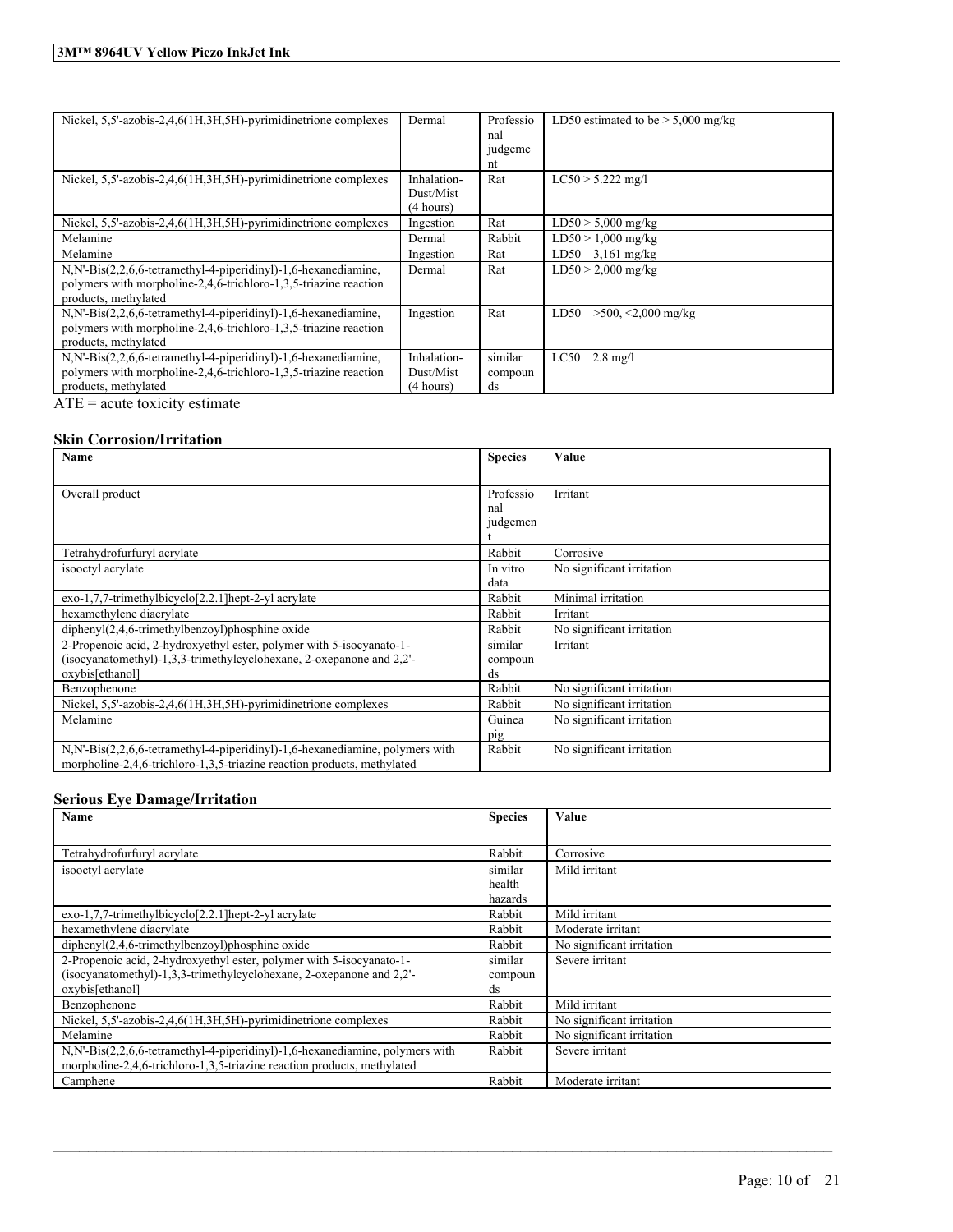| | | | |
|---|---|---|---|
| Nickel, 5,5'-azobis-2,4,6(1H,3H,5H)-pyrimidinetrione complexes | Dermal | Professional judgement | LD50 estimated to be > 5,000 mg/kg |
| Nickel, 5,5'-azobis-2,4,6(1H,3H,5H)-pyrimidinetrione complexes | Inhalation-Dust/Mist (4 hours) | Rat | LC50 > 5.222 mg/l |
| Nickel, 5,5'-azobis-2,4,6(1H,3H,5H)-pyrimidinetrione complexes | Ingestion | Rat | LD50 > 5,000 mg/kg |
| Melamine | Dermal | Rabbit | LD50 > 1,000 mg/kg |
| Melamine | Ingestion | Rat | LD50 3,161 mg/kg |
| N,N'-Bis(2,2,6,6-tetramethyl-4-piperidinyl)-1,6-hexanediamine, polymers with morpholine-2,4,6-trichloro-1,3,5-triazine reaction products, methylated | Dermal | Rat | LD50 > 2,000 mg/kg |
| N,N'-Bis(2,2,6,6-tetramethyl-4-piperidinyl)-1,6-hexanediamine, polymers with morpholine-2,4,6-trichloro-1,3,5-triazine reaction products, methylated | Ingestion | Rat | LD50 >500, <2,000 mg/kg |
| N,N'-Bis(2,2,6,6-tetramethyl-4-piperidinyl)-1,6-hexanediamine, polymers with morpholine-2,4,6-trichloro-1,3,5-triazine reaction products, methylated | Inhalation-Dust/Mist (4 hours) | similar compounds | LC50 2.8 mg/l |

ATE = acute toxicity estimate

### Skin Corrosion/Irritation

| Name | Species | Value |
|---|---|---|
| Overall product | Professional judgement | Irritant |
| Tetrahydrofurfuryl acrylate | Rabbit | Corrosive |
| isooctyl acrylate | In vitro data | No significant irritation |
| exo-1,7,7-trimethylbicyclo[2.2.1]hept-2-yl acrylate | Rabbit | Minimal irritation |
| hexamethylene diacrylate | Rabbit | Irritant |
| diphenyl(2,4,6-trimethylbenzoyl)phosphine oxide | Rabbit | No significant irritation |
| 2-Propenoic acid, 2-hydroxyethyl ester, polymer with 5-isocyanato-1-(isocyanatomethyl)-1,3,3-trimethylcyclohexane, 2-oxepanone and 2,2'-oxybis[ethanol] | similar compounds | Irritant |
| Benzophenone | Rabbit | No significant irritation |
| Nickel, 5,5'-azobis-2,4,6(1H,3H,5H)-pyrimidinetrione complexes | Rabbit | No significant irritation |
| Melamine | Guinea pig | No significant irritation |
| N,N'-Bis(2,2,6,6-tetramethyl-4-piperidinyl)-1,6-hexanediamine, polymers with morpholine-2,4,6-trichloro-1,3,5-triazine reaction products, methylated | Rabbit | No significant irritation |

### Serious Eye Damage/Irritation

| Name | Species | Value |
|---|---|---|
| Tetrahydrofurfuryl acrylate | Rabbit | Corrosive |
| isooctyl acrylate | similar health hazards | Mild irritant |
| exo-1,7,7-trimethylbicyclo[2.2.1]hept-2-yl acrylate | Rabbit | Mild irritant |
| hexamethylene diacrylate | Rabbit | Moderate irritant |
| diphenyl(2,4,6-trimethylbenzoyl)phosphine oxide | Rabbit | No significant irritation |
| 2-Propenoic acid, 2-hydroxyethyl ester, polymer with 5-isocyanato-1-(isocyanatomethyl)-1,3,3-trimethylcyclohexane, 2-oxepanone and 2,2'-oxybis[ethanol] | similar compounds | Severe irritant |
| Benzophenone | Rabbit | Mild irritant |
| Nickel, 5,5'-azobis-2,4,6(1H,3H,5H)-pyrimidinetrione complexes | Rabbit | No significant irritation |
| Melamine | Rabbit | No significant irritation |
| N,N'-Bis(2,2,6,6-tetramethyl-4-piperidinyl)-1,6-hexanediamine, polymers with morpholine-2,4,6-trichloro-1,3,5-triazine reaction products, methylated | Rabbit | Severe irritant |
| Camphene | Rabbit | Moderate irritant |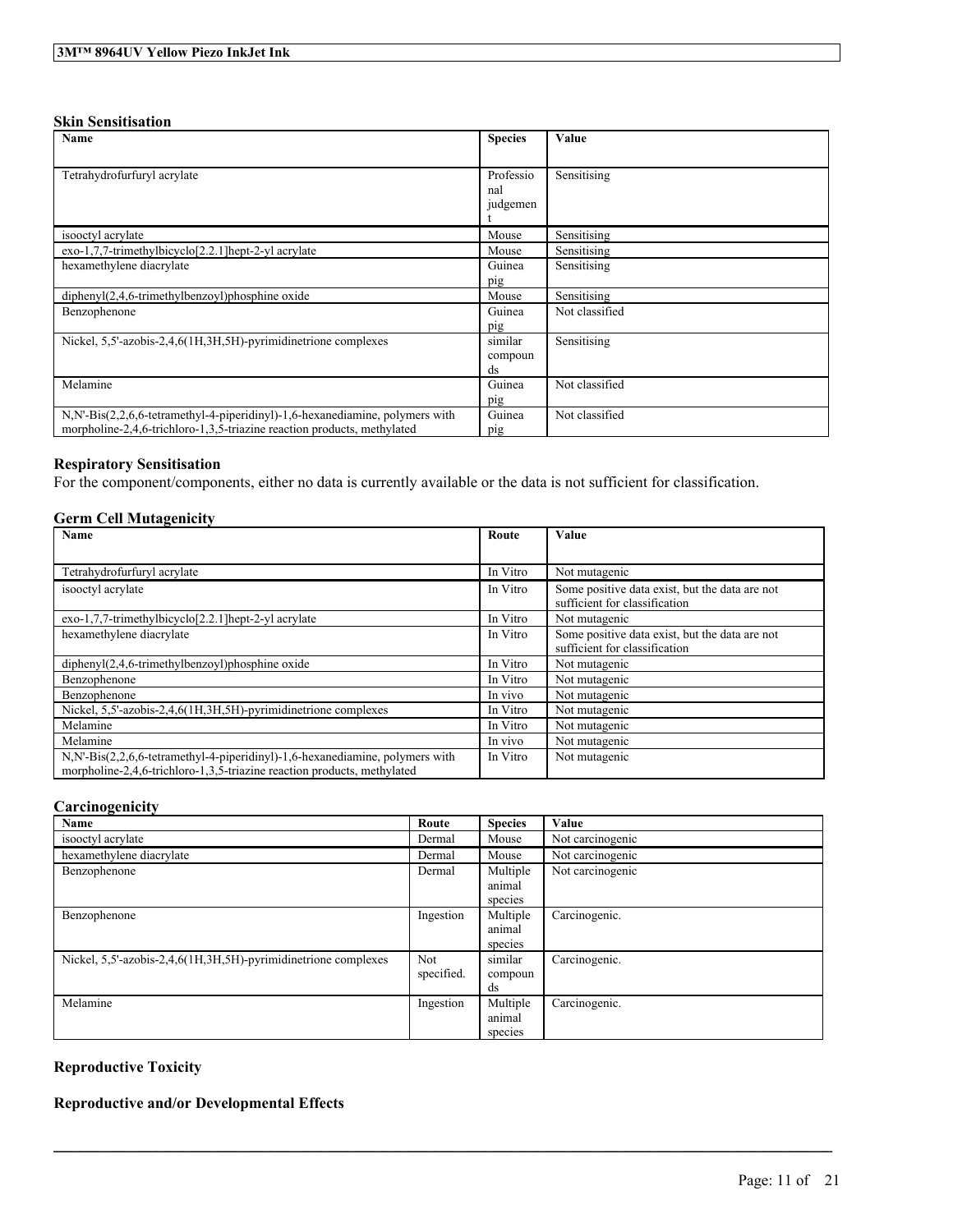### Skin Sensitisation

| Name | Species | Value |
| --- | --- | --- |
| Tetrahydrofurfuryl acrylate | Professional judgement | Sensitising |
| isooctyl acrylate | Mouse | Sensitising |
| exo-1,7,7-trimethylbicyclo[2.2.1]hept-2-yl acrylate | Mouse | Sensitising |
| hexamethylene diacrylate | Guinea pig | Sensitising |
| diphenyl(2,4,6-trimethylbenzoyl)phosphine oxide | Mouse | Sensitising |
| Benzophenone | Guinea pig | Not classified |
| Nickel, 5,5'-azobis-2,4,6(1H,3H,5H)-pyrimidinetrione complexes | similar compounds | Sensitising |
| Melamine | Guinea pig | Not classified |
| N,N'-Bis(2,2,6,6-tetramethyl-4-piperidinyl)-1,6-hexanediamine, polymers with morpholine-2,4,6-trichloro-1,3,5-triazine reaction products, methylated | Guinea pig | Not classified |

### Respiratory Sensitisation

For the component/components, either no data is currently available or the data is not sufficient for classification.

### Germ Cell Mutagenicity

| Name | Route | Value |
| --- | --- | --- |
| Tetrahydrofurfuryl acrylate | In Vitro | Not mutagenic |
| isooctyl acrylate | In Vitro | Some positive data exist, but the data are not sufficient for classification |
| exo-1,7,7-trimethylbicyclo[2.2.1]hept-2-yl acrylate | In Vitro | Not mutagenic |
| hexamethylene diacrylate | In Vitro | Some positive data exist, but the data are not sufficient for classification |
| diphenyl(2,4,6-trimethylbenzoyl)phosphine oxide | In Vitro | Not mutagenic |
| Benzophenone | In Vitro | Not mutagenic |
| Benzophenone | In vivo | Not mutagenic |
| Nickel, 5,5'-azobis-2,4,6(1H,3H,5H)-pyrimidinetrione complexes | In Vitro | Not mutagenic |
| Melamine | In Vitro | Not mutagenic |
| Melamine | In vivo | Not mutagenic |
| N,N'-Bis(2,2,6,6-tetramethyl-4-piperidinyl)-1,6-hexanediamine, polymers with morpholine-2,4,6-trichloro-1,3,5-triazine reaction products, methylated | In Vitro | Not mutagenic |

### Carcinogenicity

| Name | Route | Species | Value |
| --- | --- | --- | --- |
| isooctyl acrylate | Dermal | Mouse | Not carcinogenic |
| hexamethylene diacrylate | Dermal | Mouse | Not carcinogenic |
| Benzophenone | Dermal | Multiple animal species | Not carcinogenic |
| Benzophenone | Ingestion | Multiple animal species | Carcinogenic. |
| Nickel, 5,5'-azobis-2,4,6(1H,3H,5H)-pyrimidinetrione complexes | Not specified. | similar compounds | Carcinogenic. |
| Melamine | Ingestion | Multiple animal species | Carcinogenic. |

### Reproductive Toxicity

### Reproductive and/or Developmental Effects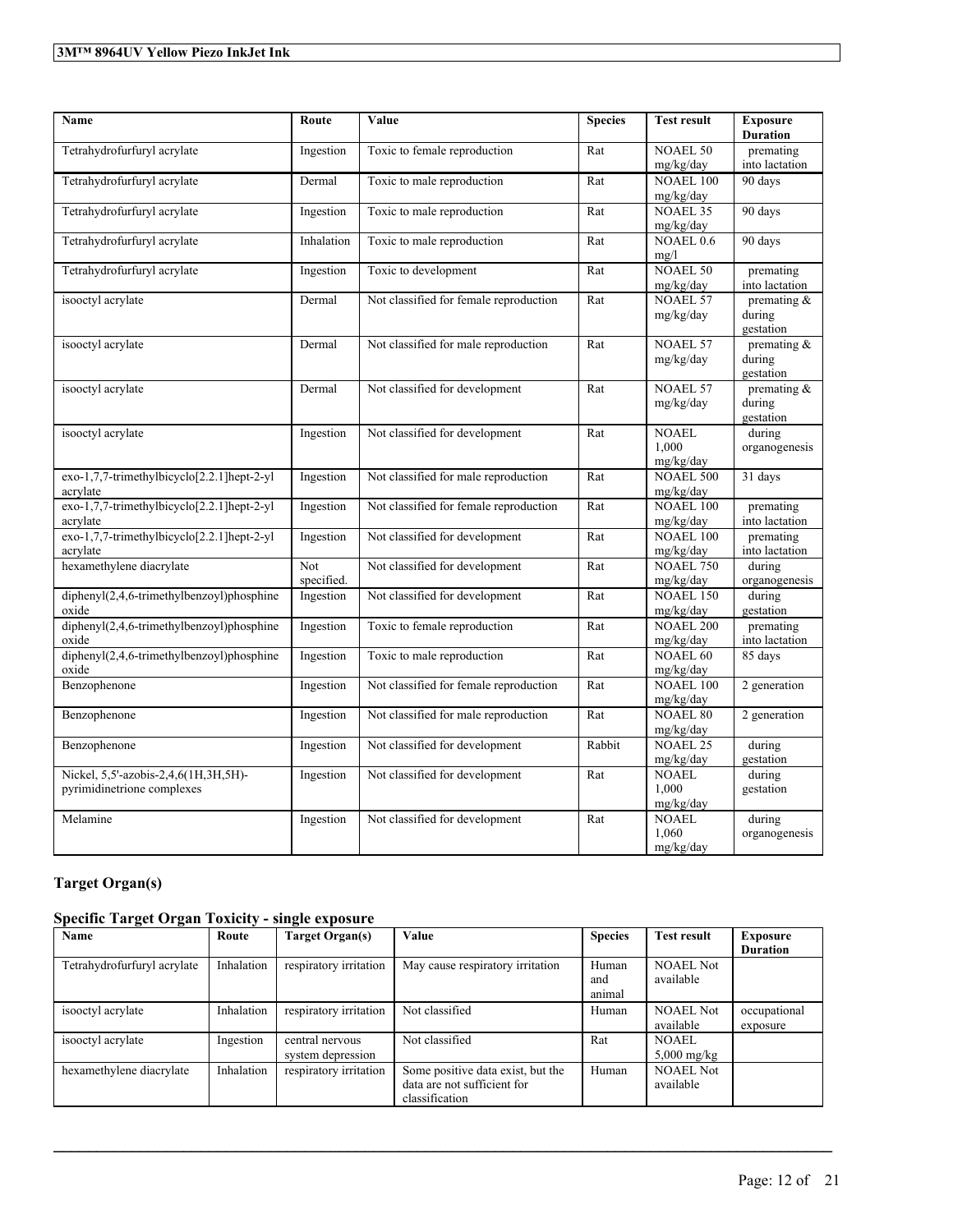| Name | Route | Value | Species | Test result | Exposure Duration |
|---|---|---|---|---|---|
| Tetrahydrofurfuryl acrylate | Ingestion | Toxic to female reproduction | Rat | NOAEL 50 mg/kg/day | premating into lactation |
| Tetrahydrofurfuryl acrylate | Dermal | Toxic to male reproduction | Rat | NOAEL 100 mg/kg/day | 90 days |
| Tetrahydrofurfuryl acrylate | Ingestion | Toxic to male reproduction | Rat | NOAEL 35 mg/kg/day | 90 days |
| Tetrahydrofurfuryl acrylate | Inhalation | Toxic to male reproduction | Rat | NOAEL 0.6 mg/l | 90 days |
| Tetrahydrofurfuryl acrylate | Ingestion | Toxic to development | Rat | NOAEL 50 mg/kg/day | premating into lactation |
| isooctyl acrylate | Dermal | Not classified for female reproduction | Rat | NOAEL 57 mg/kg/day | premating & during gestation |
| isooctyl acrylate | Dermal | Not classified for male reproduction | Rat | NOAEL 57 mg/kg/day | premating & during gestation |
| isooctyl acrylate | Dermal | Not classified for development | Rat | NOAEL 57 mg/kg/day | premating & during gestation |
| isooctyl acrylate | Ingestion | Not classified for development | Rat | NOAEL 1,000 mg/kg/day | during organogenesis |
| exo-1,7,7-trimethylbicyclo[2.2.1]hept-2-yl acrylate | Ingestion | Not classified for male reproduction | Rat | NOAEL 500 mg/kg/day | 31 days |
| exo-1,7,7-trimethylbicyclo[2.2.1]hept-2-yl acrylate | Ingestion | Not classified for female reproduction | Rat | NOAEL 100 mg/kg/day | premating into lactation |
| exo-1,7,7-trimethylbicyclo[2.2.1]hept-2-yl acrylate | Ingestion | Not classified for development | Rat | NOAEL 100 mg/kg/day | premating into lactation |
| hexamethylene diacrylate | Not specified. | Not classified for development | Rat | NOAEL 750 mg/kg/day | during organogenesis |
| diphenyl(2,4,6-trimethylbenzoyl)phosphine oxide | Ingestion | Not classified for development | Rat | NOAEL 150 mg/kg/day | during gestation |
| diphenyl(2,4,6-trimethylbenzoyl)phosphine oxide | Ingestion | Toxic to female reproduction | Rat | NOAEL 200 mg/kg/day | premating into lactation |
| diphenyl(2,4,6-trimethylbenzoyl)phosphine oxide | Ingestion | Toxic to male reproduction | Rat | NOAEL 60 mg/kg/day | 85 days |
| Benzophenone | Ingestion | Not classified for female reproduction | Rat | NOAEL 100 mg/kg/day | 2 generation |
| Benzophenone | Ingestion | Not classified for male reproduction | Rat | NOAEL 80 mg/kg/day | 2 generation |
| Benzophenone | Ingestion | Not classified for development | Rabbit | NOAEL 25 mg/kg/day | during gestation |
| Nickel, 5,5'-azobis-2,4,6(1H,3H,5H)-pyrimidinetrione complexes | Ingestion | Not classified for development | Rat | NOAEL 1,000 mg/kg/day | during gestation |
| Melamine | Ingestion | Not classified for development | Rat | NOAEL 1,060 mg/kg/day | during organogenesis |

## Target Organ(s)

### Specific Target Organ Toxicity - single exposure

| Name | Route | Target Organ(s) | Value | Species | Test result | Exposure Duration |
|---|---|---|---|---|---|---|
| Tetrahydrofurfuryl acrylate | Inhalation | respiratory irritation | May cause respiratory irritation | Human and animal | NOAEL Not available | |
| isooctyl acrylate | Inhalation | respiratory irritation | Not classified | Human | NOAEL Not available | occupational exposure |
| isooctyl acrylate | Ingestion | central nervous system depression | Not classified | Rat | NOAEL 5,000 mg/kg | |
| hexamethylene diacrylate | Inhalation | respiratory irritation | Some positive data exist, but the data are not sufficient for classification | Human | NOAEL Not available | |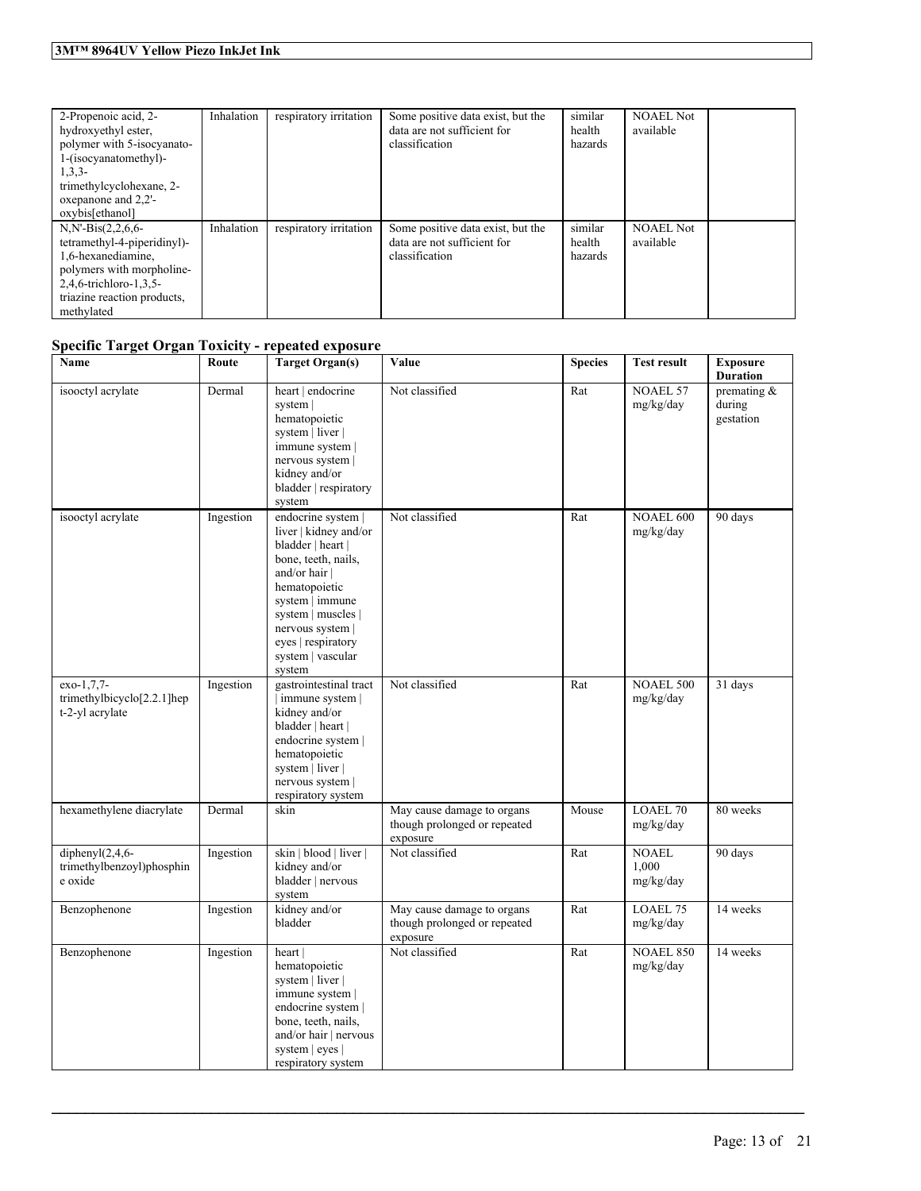| | | | | | | |
|---|---|---|---|---|---|---|
| 2-Propenoic acid, 2-hydroxyethyl ester, polymer with 5-isocyanato-1-(isocyanatomethyl)-1,3,3-trimethylcyclohexane, 2-oxepanone and 2,2'-oxybis[ethanol] | Inhalation | respiratory irritation | Some positive data exist, but the data are not sufficient for classification | similar health hazards | NOAEL Not available | |
| N,N'-Bis(2,2,6,6-tetramethyl-4-piperidinyl)-1,6-hexanediamine, polymers with morpholine-2,4,6-trichloro-1,3,5-triazine reaction products, methylated | Inhalation | respiratory irritation | Some positive data exist, but the data are not sufficient for classification | similar health hazards | NOAEL Not available | |

## Specific Target Organ Toxicity - repeated exposure

| Name | Route | Target Organ(s) | Value | Species | Test result | Exposure Duration |
|---|---|---|---|---|---|---|
| isooctyl acrylate | Dermal | heart \| endocrine system \| hematopoietic system \| liver \| immune system \| nervous system \| kidney and/or bladder \| respiratory system | Not classified | Rat | NOAEL 57 mg/kg/day | premating & during gestation |
| isooctyl acrylate | Ingestion | endocrine system \| liver \| kidney and/or bladder \| heart \| bone, teeth, nails, and/or hair \| hematopoietic system \| immune system \| muscles \| nervous system \| eyes \| respiratory system \| vascular system | Not classified | Rat | NOAEL 600 mg/kg/day | 90 days |
| exo-1,7,7-trimethylbicyclo[2.2.1]hept-2-yl acrylate | Ingestion | gastrointestinal tract \| immune system \| kidney and/or bladder \| heart \| endocrine system \| hematopoietic system \| liver \| nervous system \| respiratory system | Not classified | Rat | NOAEL 500 mg/kg/day | 31 days |
| hexamethylene diacrylate | Dermal | skin | May cause damage to organs though prolonged or repeated exposure | Mouse | LOAEL 70 mg/kg/day | 80 weeks |
| diphenyl(2,4,6-trimethylbenzoyl)phosphine oxide | Ingestion | skin \| blood \| liver \| kidney and/or bladder \| nervous system | Not classified | Rat | NOAEL 1,000 mg/kg/day | 90 days |
| Benzophenone | Ingestion | kidney and/or bladder | May cause damage to organs though prolonged or repeated exposure | Rat | LOAEL 75 mg/kg/day | 14 weeks |
| Benzophenone | Ingestion | heart \| hematopoietic system \| liver \| immune system \| endocrine system \| bone, teeth, nails, and/or hair \| nervous system \| eyes \| respiratory system | Not classified | Rat | NOAEL 850 mg/kg/day | 14 weeks |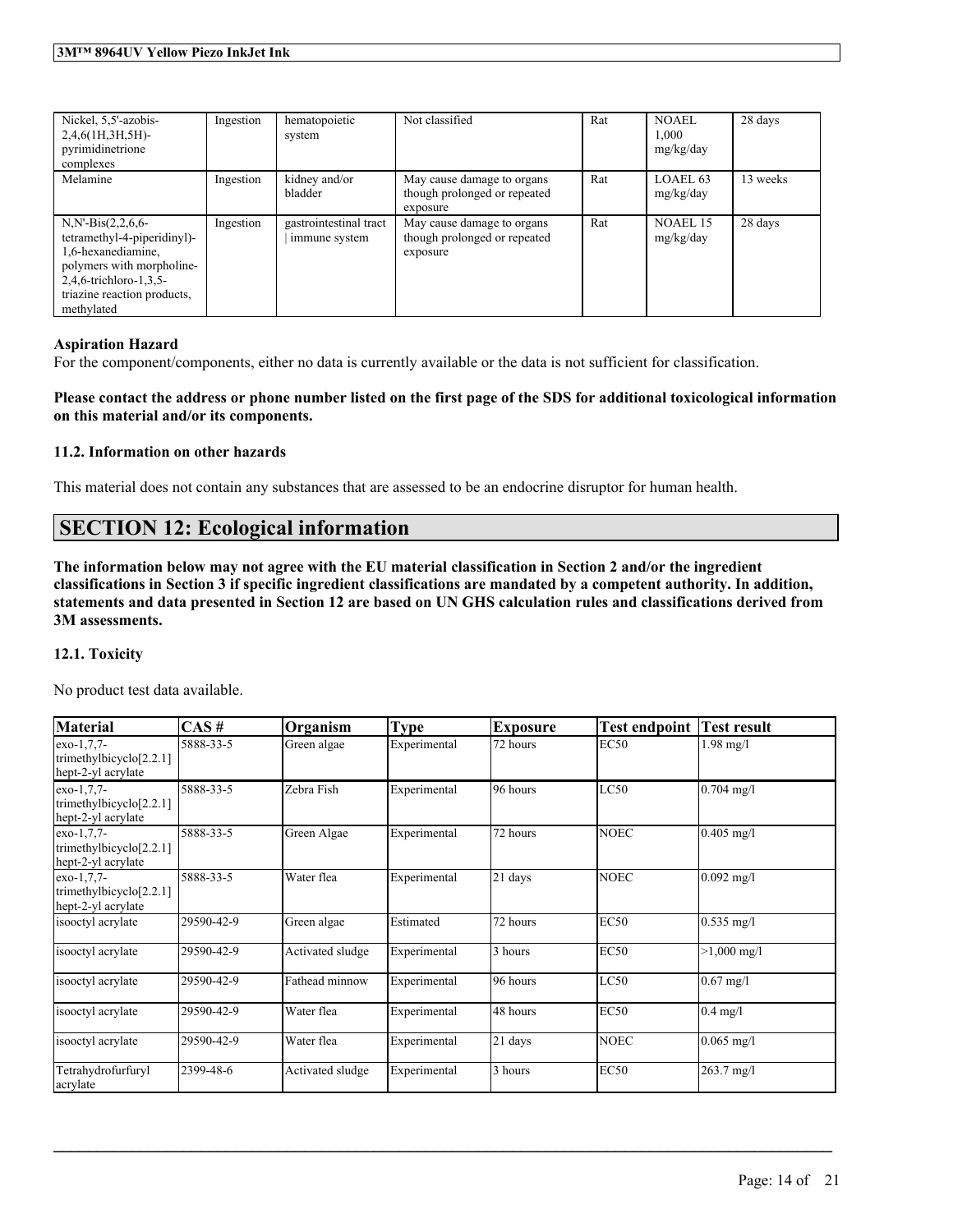| Nickel, 5,5'-azobis-2,4,6(1H,3H,5H)-pyrimidinetrione complexes | Ingestion | hematopoietic system | Not classified | Rat | NOAEL 1,000 mg/kg/day | 28 days |
|---|---|---|---|---|---|---|
| Melamine | Ingestion | kidney and/or bladder | May cause damage to organs though prolonged or repeated exposure | Rat | LOAEL 63 mg/kg/day | 13 weeks |
| N,N'-Bis(2,2,6,6-tetramethyl-4-piperidinyl)-1,6-hexanediamine, polymers with morpholine-2,4,6-trichloro-1,3,5-triazine reaction products, methylated | Ingestion | gastrointestinal tract \| immune system | May cause damage to organs though prolonged or repeated exposure | Rat | NOAEL 15 mg/kg/day | 28 days |

**Aspiration Hazard**

For the component/components, either no data is currently available or the data is not sufficient for classification.

**Please contact the address or phone number listed on the first page of the SDS for additional toxicological information on this material and/or its components.**

### 11.2. Information on other hazards

This material does not contain any substances that are assessed to be an endocrine disruptor for human health.

## SECTION 12: Ecological information

**The information below may not agree with the EU material classification in Section 2 and/or the ingredient classifications in Section 3 if specific ingredient classifications are mandated by a competent authority. In addition, statements and data presented in Section 12 are based on UN GHS calculation rules and classifications derived from 3M assessments.**

### 12.1. Toxicity

No product test data available.

| Material | CAS # | Organism | Type | Exposure | Test endpoint | Test result |
|---|---|---|---|---|---|---|
| exo-1,7,7-trimethylbicyclo[2.2.1]hept-2-yl acrylate | 5888-33-5 | Green algae | Experimental | 72 hours | EC50 | 1.98 mg/l |
| exo-1,7,7-trimethylbicyclo[2.2.1]hept-2-yl acrylate | 5888-33-5 | Zebra Fish | Experimental | 96 hours | LC50 | 0.704 mg/l |
| exo-1,7,7-trimethylbicyclo[2.2.1]hept-2-yl acrylate | 5888-33-5 | Green Algae | Experimental | 72 hours | NOEC | 0.405 mg/l |
| exo-1,7,7-trimethylbicyclo[2.2.1]hept-2-yl acrylate | 5888-33-5 | Water flea | Experimental | 21 days | NOEC | 0.092 mg/l |
| isooctyl acrylate | 29590-42-9 | Green algae | Estimated | 72 hours | EC50 | 0.535 mg/l |
| isooctyl acrylate | 29590-42-9 | Activated sludge | Experimental | 3 hours | EC50 | >1,000 mg/l |
| isooctyl acrylate | 29590-42-9 | Fathead minnow | Experimental | 96 hours | LC50 | 0.67 mg/l |
| isooctyl acrylate | 29590-42-9 | Water flea | Experimental | 48 hours | EC50 | 0.4 mg/l |
| isooctyl acrylate | 29590-42-9 | Water flea | Experimental | 21 days | NOEC | 0.065 mg/l |
| Tetrahydrofurfuryl acrylate | 2399-48-6 | Activated sludge | Experimental | 3 hours | EC50 | 263.7 mg/l |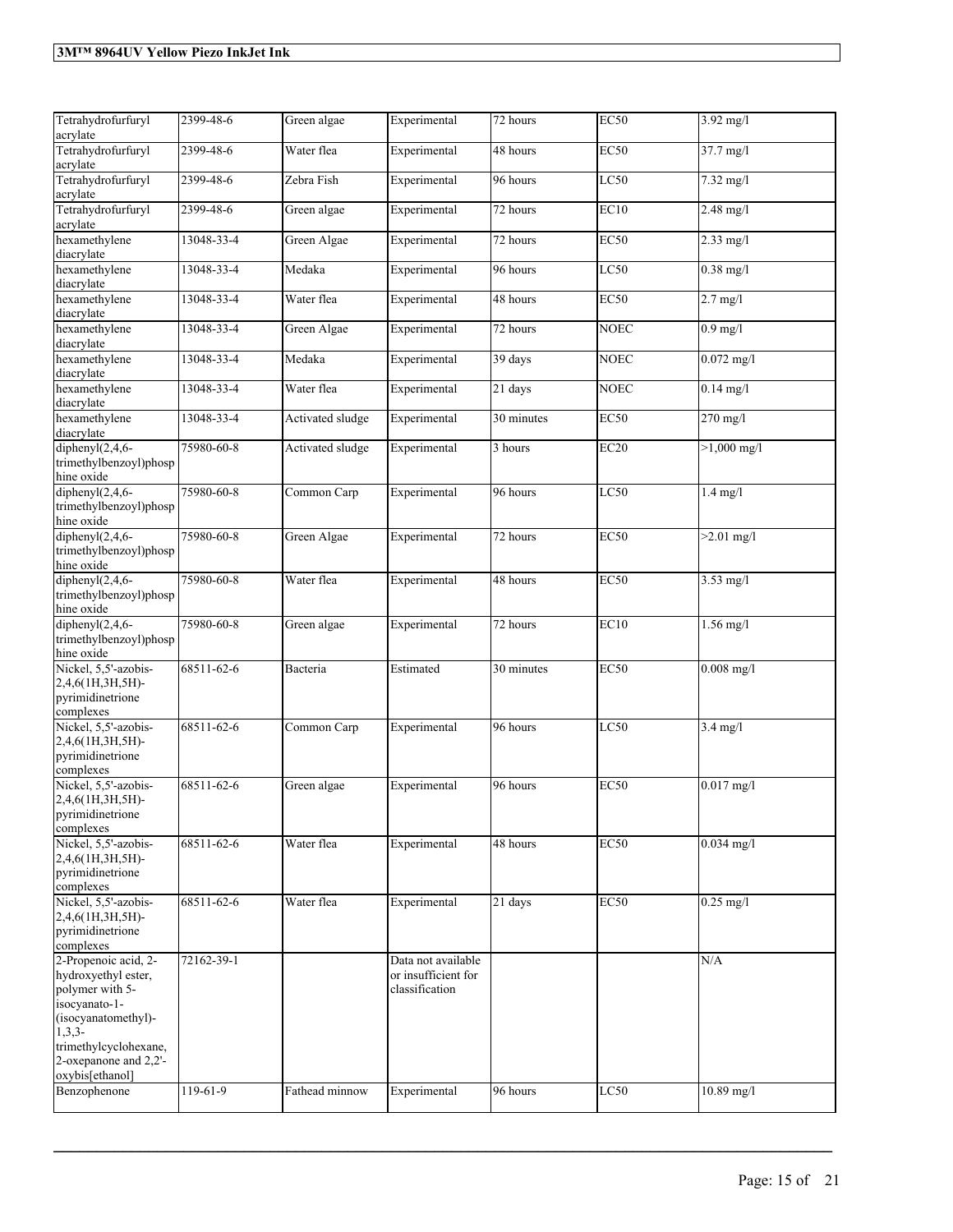| Tetrahydrofurfuryl acrylate | 2399-48-6 | Green algae | Experimental | 72 hours | EC50 | 3.92 mg/l |
|---|---|---|---|---|---|---|
| Tetrahydrofurfuryl acrylate | 2399-48-6 | Water flea | Experimental | 48 hours | EC50 | 37.7 mg/l |
| Tetrahydrofurfuryl acrylate | 2399-48-6 | Zebra Fish | Experimental | 96 hours | LC50 | 7.32 mg/l |
| Tetrahydrofurfuryl acrylate | 2399-48-6 | Green algae | Experimental | 72 hours | EC10 | 2.48 mg/l |
| hexamethylene diacrylate | 13048-33-4 | Green Algae | Experimental | 72 hours | EC50 | 2.33 mg/l |
| hexamethylene diacrylate | 13048-33-4 | Medaka | Experimental | 96 hours | LC50 | 0.38 mg/l |
| hexamethylene diacrylate | 13048-33-4 | Water flea | Experimental | 48 hours | EC50 | 2.7 mg/l |
| hexamethylene diacrylate | 13048-33-4 | Green Algae | Experimental | 72 hours | NOEC | 0.9 mg/l |
| hexamethylene diacrylate | 13048-33-4 | Medaka | Experimental | 39 days | NOEC | 0.072 mg/l |
| hexamethylene diacrylate | 13048-33-4 | Water flea | Experimental | 21 days | NOEC | 0.14 mg/l |
| hexamethylene diacrylate | 13048-33-4 | Activated sludge | Experimental | 30 minutes | EC50 | 270 mg/l |
| diphenyl(2,4,6-trimethylbenzoyl)phosphine oxide | 75980-60-8 | Activated sludge | Experimental | 3 hours | EC20 | >1,000 mg/l |
| diphenyl(2,4,6-trimethylbenzoyl)phosphine oxide | 75980-60-8 | Common Carp | Experimental | 96 hours | LC50 | 1.4 mg/l |
| diphenyl(2,4,6-trimethylbenzoyl)phosphine oxide | 75980-60-8 | Green Algae | Experimental | 72 hours | EC50 | >2.01 mg/l |
| diphenyl(2,4,6-trimethylbenzoyl)phosphine oxide | 75980-60-8 | Water flea | Experimental | 48 hours | EC50 | 3.53 mg/l |
| diphenyl(2,4,6-trimethylbenzoyl)phosphine oxide | 75980-60-8 | Green algae | Experimental | 72 hours | EC10 | 1.56 mg/l |
| Nickel, 5,5'-azobis-2,4,6(1H,3H,5H)-pyrimidinetrione complexes | 68511-62-6 | Bacteria | Estimated | 30 minutes | EC50 | 0.008 mg/l |
| Nickel, 5,5'-azobis-2,4,6(1H,3H,5H)-pyrimidinetrione complexes | 68511-62-6 | Common Carp | Experimental | 96 hours | LC50 | 3.4 mg/l |
| Nickel, 5,5'-azobis-2,4,6(1H,3H,5H)-pyrimidinetrione complexes | 68511-62-6 | Green algae | Experimental | 96 hours | EC50 | 0.017 mg/l |
| Nickel, 5,5'-azobis-2,4,6(1H,3H,5H)-pyrimidinetrione complexes | 68511-62-6 | Water flea | Experimental | 48 hours | EC50 | 0.034 mg/l |
| Nickel, 5,5'-azobis-2,4,6(1H,3H,5H)-pyrimidinetrione complexes | 68511-62-6 | Water flea | Experimental | 21 days | EC50 | 0.25 mg/l |
| 2-Propenoic acid, 2-hydroxyethyl ester, polymer with 5-isocyanato-1-(isocyanatomethyl)-1,3,3-trimethylcyclohexane, 2-oxepanone and 2,2'-oxybis[ethanol] | 72162-39-1 | | Data not available or insufficient for classification | | | N/A |
| Benzophenone | 119-61-9 | Fathead minnow | Experimental | 96 hours | LC50 | 10.89 mg/l |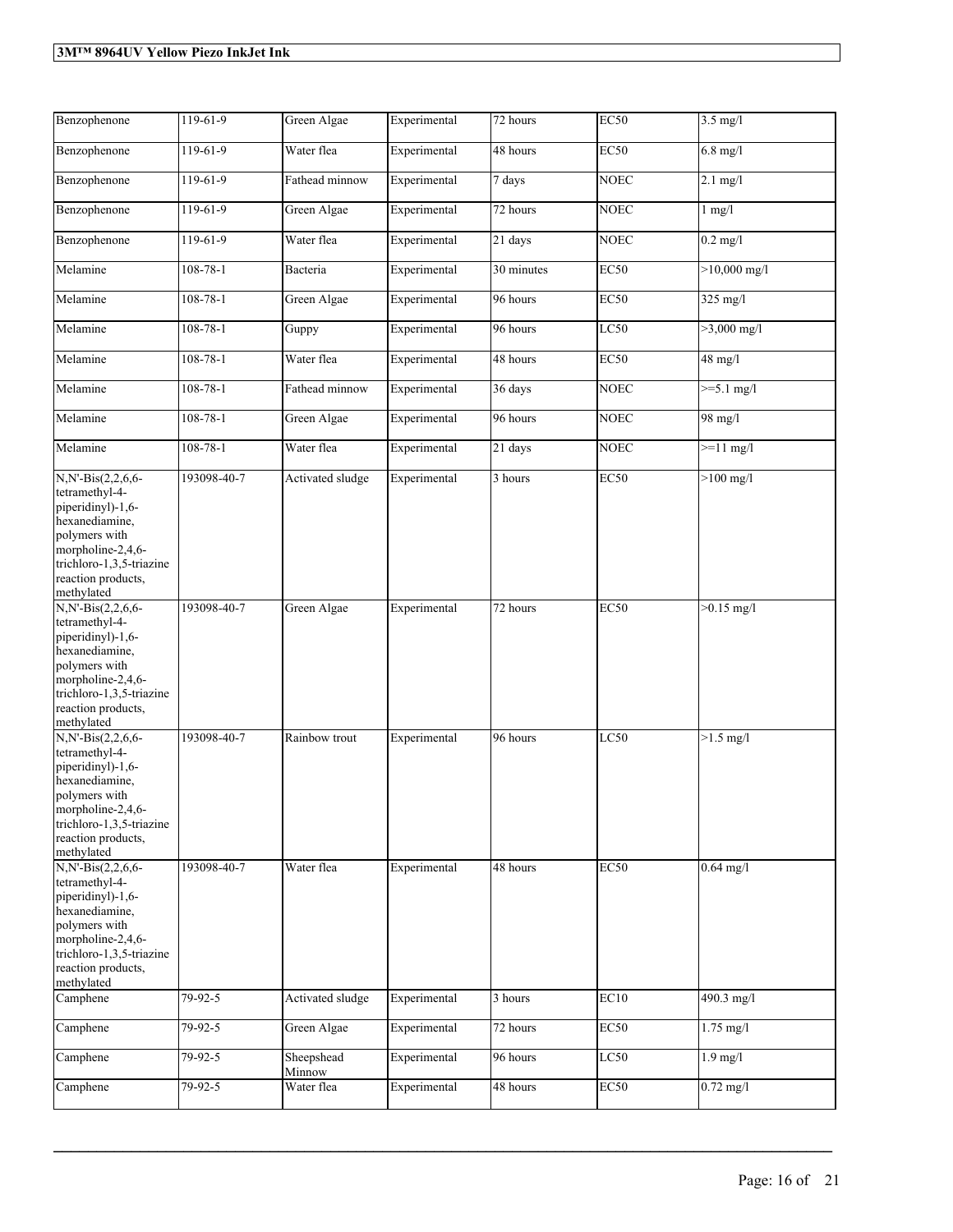| Benzophenone | 119-61-9 | Green Algae | Experimental | 72 hours | EC50 | 3.5 mg/l |
|---|---|---|---|---|---|---|
| Benzophenone | 119-61-9 | Water flea | Experimental | 48 hours | EC50 | 6.8 mg/l |
| Benzophenone | 119-61-9 | Fathead minnow | Experimental | 7 days | NOEC | 2.1 mg/l |
| Benzophenone | 119-61-9 | Green Algae | Experimental | 72 hours | NOEC | 1 mg/l |
| Benzophenone | 119-61-9 | Water flea | Experimental | 21 days | NOEC | 0.2 mg/l |
| Melamine | 108-78-1 | Bacteria | Experimental | 30 minutes | EC50 | >10,000 mg/l |
| Melamine | 108-78-1 | Green Algae | Experimental | 96 hours | EC50 | 325 mg/l |
| Melamine | 108-78-1 | Guppy | Experimental | 96 hours | LC50 | >3,000 mg/l |
| Melamine | 108-78-1 | Water flea | Experimental | 48 hours | EC50 | 48 mg/l |
| Melamine | 108-78-1 | Fathead minnow | Experimental | 36 days | NOEC | >=5.1 mg/l |
| Melamine | 108-78-1 | Green Algae | Experimental | 96 hours | NOEC | 98 mg/l |
| Melamine | 108-78-1 | Water flea | Experimental | 21 days | NOEC | >=11 mg/l |
| N,N'-Bis(2,2,6,6-tetramethyl-4-piperidinyl)-1,6-hexanediamine, polymers with morpholine-2,4,6-trichloro-1,3,5-triazine reaction products, methylated | 193098-40-7 | Activated sludge | Experimental | 3 hours | EC50 | >100 mg/l |
| N,N'-Bis(2,2,6,6-tetramethyl-4-piperidinyl)-1,6-hexanediamine, polymers with morpholine-2,4,6-trichloro-1,3,5-triazine reaction products, methylated | 193098-40-7 | Green Algae | Experimental | 72 hours | EC50 | >0.15 mg/l |
| N,N'-Bis(2,2,6,6-tetramethyl-4-piperidinyl)-1,6-hexanediamine, polymers with morpholine-2,4,6-trichloro-1,3,5-triazine reaction products, methylated | 193098-40-7 | Rainbow trout | Experimental | 96 hours | LC50 | >1.5 mg/l |
| N,N'-Bis(2,2,6,6-tetramethyl-4-piperidinyl)-1,6-hexanediamine, polymers with morpholine-2,4,6-trichloro-1,3,5-triazine reaction products, methylated | 193098-40-7 | Water flea | Experimental | 48 hours | EC50 | 0.64 mg/l |
| Camphene | 79-92-5 | Activated sludge | Experimental | 3 hours | EC10 | 490.3 mg/l |
| Camphene | 79-92-5 | Green Algae | Experimental | 72 hours | EC50 | 1.75 mg/l |
| Camphene | 79-92-5 | Sheepshead Minnow | Experimental | 96 hours | LC50 | 1.9 mg/l |
| Camphene | 79-92-5 | Water flea | Experimental | 48 hours | EC50 | 0.72 mg/l |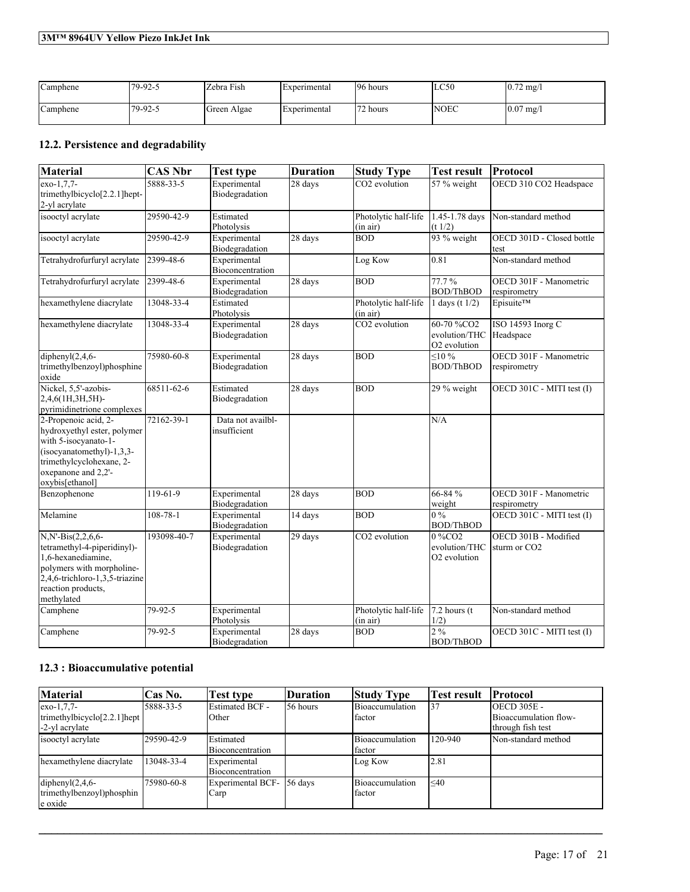| Camphene | 79-92-5 | Zebra Fish | Experimental | 96 hours | LC50 | 0.72 mg/l |
|---|---|---|---|---|---|---|
| Camphene | 79-92-5 | Green Algae | Experimental | 72 hours | NOEC | 0.07 mg/l |

## 12.2. Persistence and degradability

| Material | CAS Nbr | Test type | Duration | Study Type | Test result | Protocol |
|---|---|---|---|---|---|---|
| exo-1,7,7-trimethylbicyclo[2.2.1]hept-2-yl acrylate | 5888-33-5 | Experimental Biodegradation | 28 days | $CO_2$ evolution | 57 % weight | OECD 310 $CO_2$ Headspace |
| isooctyl acrylate | 29590-42-9 | Estimated Photolysis | | Photolytic half-life (in air) | 1.45-1.78 days (t 1/2) | Non-standard method |
| isooctyl acrylate | 29590-42-9 | Experimental Biodegradation | 28 days | BOD | 93 % weight | OECD 301D - Closed bottle test |
| Tetrahydrofurfuryl acrylate | 2399-48-6 | Experimental Bioconcentration | | Log Kow | 0.81 | Non-standard method |
| Tetrahydrofurfuryl acrylate | 2399-48-6 | Experimental Biodegradation | 28 days | BOD | 77.7 % BOD/ThBOD | OECD 301F - Manometric respirometry |
| hexamethylene diacrylate | 13048-33-4 | Estimated Photolysis | | Photolytic half-life (in air) | 1 days (t 1/2) | Episuite™ |
| hexamethylene diacrylate | 13048-33-4 | Experimental Biodegradation | 28 days | $CO_2$ evolution | 60-70 %$CO_2$ evolution/THC $O_2$ evolution | ISO 14593 Inorg C Headspace |
| diphenyl(2,4,6-trimethylbenzoyl)phosphine oxide | 75980-60-8 | Experimental Biodegradation | 28 days | BOD | ≤10 % BOD/ThBOD | OECD 301F - Manometric respirometry |
| Nickel, 5,5'-azobis-2,4,6(1H,3H,5H)-pyrimidinetrione complexes | 68511-62-6 | Estimated Biodegradation | 28 days | BOD | 29 % weight | OECD 301C - MITI test (I) |
| 2-Propenoic acid, 2-hydroxyethyl ester, polymer with 5-isocyanato-1-(isocyanatomethyl)-1,3,3-trimethylcyclohexane, 2-oxepanone and 2,2'-oxybis[ethanol] | 72162-39-1 | Data not availbl-insufficient | | | N/A | |
| Benzophenone | 119-61-9 | Experimental Biodegradation | 28 days | BOD | 66-84 % weight | OECD 301F - Manometric respirometry |
| Melamine | 108-78-1 | Experimental Biodegradation | 14 days | BOD | 0 % BOD/ThBOD | OECD 301C - MITI test (I) |
| N,N'-Bis(2,2,6,6-tetramethyl-4-piperidinyl)-1,6-hexanediamine, polymers with morpholine-2,4,6-trichloro-1,3,5-triazine reaction products, methylated | 193098-40-7 | Experimental Biodegradation | 29 days | $CO_2$ evolution | 0 %$CO_2$ evolution/THC $O_2$ evolution | OECD 301B - Modified sturm or $CO_2$ |
| Camphene | 79-92-5 | Experimental Photolysis | | Photolytic half-life (in air) | 7.2 hours (t 1/2) | Non-standard method |
| Camphene | 79-92-5 | Experimental Biodegradation | 28 days | BOD | 2 % BOD/ThBOD | OECD 301C - MITI test (I) |

## 12.3 : Bioaccumulative potential

| Material | Cas No. | Test type | Duration | Study Type | Test result | Protocol |
|---|---|---|---|---|---|---|
| exo-1,7,7-trimethylbicyclo[2.2.1]hept-2-yl acrylate | 5888-33-5 | Estimated BCF - Other | 56 hours | Bioaccumulation factor | 37 | OECD 305E - Bioaccumulation flow-through fish test |
| isooctyl acrylate | 29590-42-9 | Estimated Bioconcentration | | Bioaccumulation factor | 120-940 | Non-standard method |
| hexamethylene diacrylate | 13048-33-4 | Experimental Bioconcentration | | Log Kow | 2.81 | |
| diphenyl(2,4,6-trimethylbenzoyl)phosphine oxide | 75980-60-8 | Experimental BCF-Carp | 56 days | Bioaccumulation factor | ≤40 | |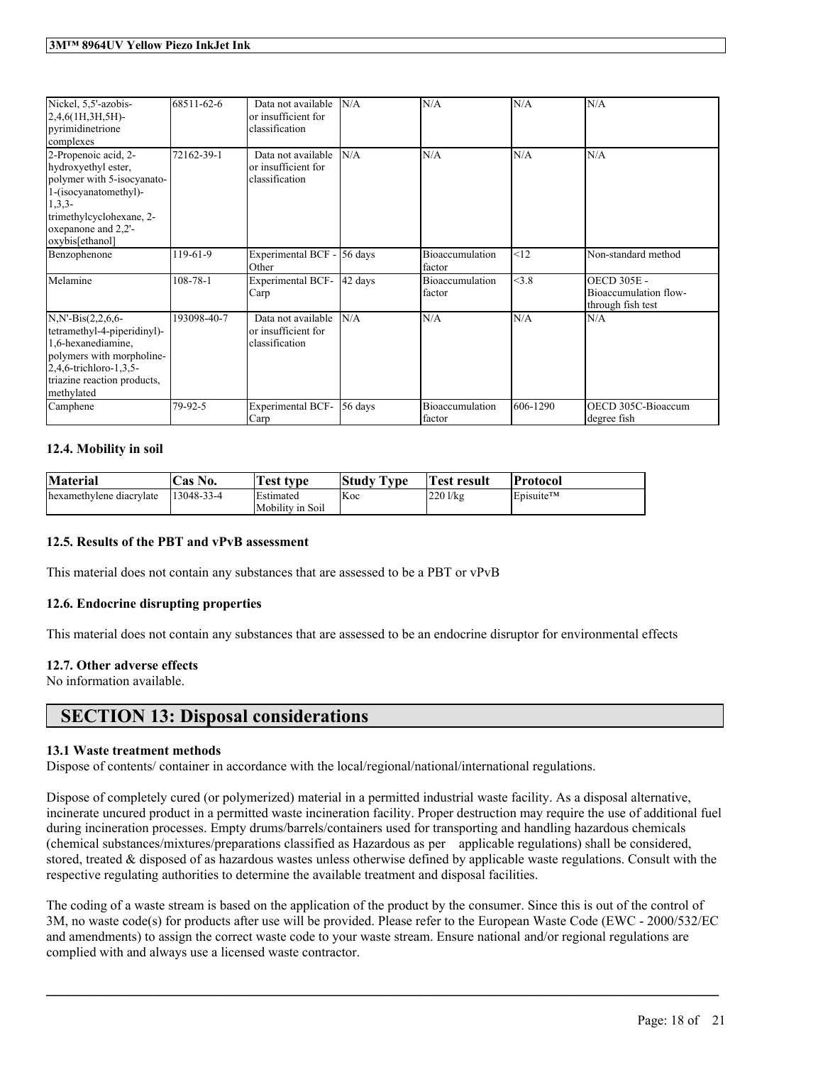| | | | | | | |
|---|---|---|---|---|---|---|
| Nickel, 5,5'-azobis-2,4,6(1H,3H,5H)-pyrimidinetrione complexes | 68511-62-6 | Data not available or insufficient for classification | N/A | N/A | N/A | N/A |
| 2-Propenoic acid, 2-hydroxyethyl ester, polymer with 5-isocyanato-1-(isocyanatomethyl)-1,3,3-trimethylcyclohexane, 2-oxepanone and 2,2'-oxybis[ethanol] | 72162-39-1 | Data not available or insufficient for classification | N/A | N/A | N/A | N/A |
| Benzophenone | 119-61-9 | Experimental BCF - Other | 56 days | Bioaccumulation factor | <12 | Non-standard method |
| Melamine | 108-78-1 | Experimental BCF-Carp | 42 days | Bioaccumulation factor | <3.8 | OECD 305E - Bioaccumulation flow-through fish test |
| N,N'-Bis(2,2,6,6-tetramethyl-4-piperidinyl)-1,6-hexanediamine, polymers with morpholine-2,4,6-trichloro-1,3,5-triazine reaction products, methylated | 193098-40-7 | Data not available or insufficient for classification | N/A | N/A | N/A | N/A |
| Camphene | 79-92-5 | Experimental BCF-Carp | 56 days | Bioaccumulation factor | 606-1290 | OECD 305C-Bioaccum degree fish |

#### 12.4. Mobility in soil

| Material | Cas No. | Test type | Study Type | Test result | Protocol |
|---|---|---|---|---|---|
| hexamethylene diacrylate | 13048-33-4 | Estimated Mobility in Soil | Koc | 220 l/kg | Episuite™ |

#### 12.5. Results of the PBT and vPvB assessment

This material does not contain any substances that are assessed to be a PBT or vPvB

#### 12.6. Endocrine disrupting properties

This material does not contain any substances that are assessed to be an endocrine disruptor for environmental effects

#### 12.7. Other adverse effects

No information available.

## SECTION 13: Disposal considerations

#### 13.1 Waste treatment methods

Dispose of contents/ container in accordance with the local/regional/national/international regulations.

Dispose of completely cured (or polymerized) material in a permitted industrial waste facility. As a disposal alternative, incinerate uncured product in a permitted waste incineration facility. Proper destruction may require the use of additional fuel during incineration processes. Empty drums/barrels/containers used for transporting and handling hazardous chemicals (chemical substances/mixtures/preparations classified as Hazardous as per applicable regulations) shall be considered, stored, treated & disposed of as hazardous wastes unless otherwise defined by applicable waste regulations. Consult with the respective regulating authorities to determine the available treatment and disposal facilities.

The coding of a waste stream is based on the application of the product by the consumer. Since this is out of the control of 3M, no waste code(s) for products after use will be provided. Please refer to the European Waste Code (EWC - 2000/532/EC and amendments) to assign the correct waste code to your waste stream. Ensure national and/or regional regulations are complied with and always use a licensed waste contractor.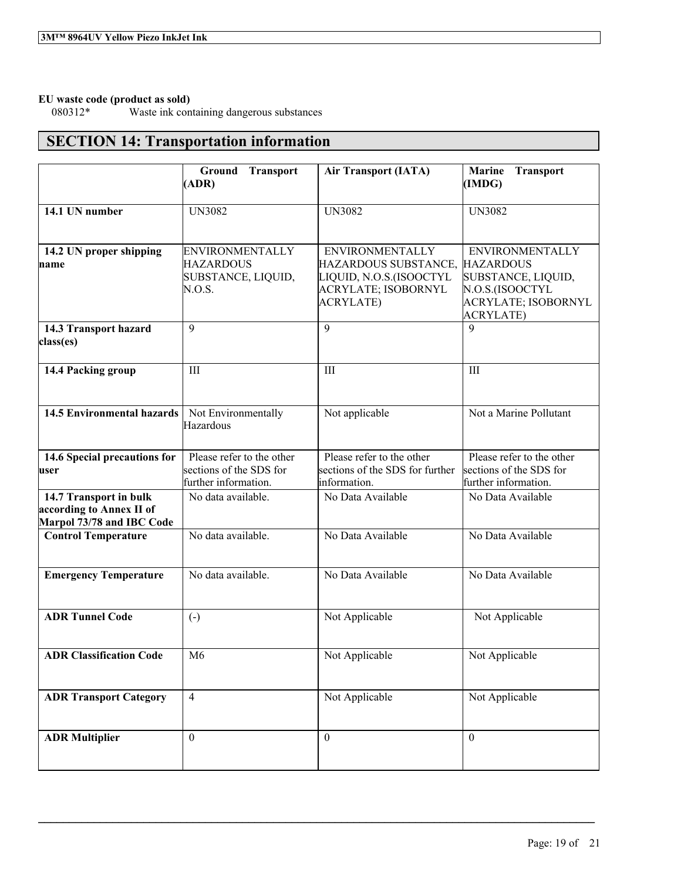**EU waste code (product as sold)**

080312* Waste ink containing dangerous substances

## SECTION 14: Transportation information

| | Ground Transport (ADR) | Air Transport (IATA) | Marine Transport (IMDG) |
|---|---|---|---|
| **14.1 UN number** | UN3082 | UN3082 | UN3082 |
| **14.2 UN proper shipping name** | ENVIRONMENTALLY HAZARDOUS SUBSTANCE, LIQUID, N.O.S. | ENVIRONMENTALLY HAZARDOUS SUBSTANCE, LIQUID, N.O.S.(ISOOCTYL ACRYLATE; ISOBORNYL ACRYLATE) | ENVIRONMENTALLY HAZARDOUS SUBSTANCE, LIQUID, N.O.S.(ISOOCTYL ACRYLATE; ISOBORNYL ACRYLATE) |
| **14.3 Transport hazard class(es)** | 9 | 9 | 9 |
| **14.4 Packing group** | III | III | III |
| **14.5 Environmental hazards** | Not Environmentally Hazardous | Not applicable | Not a Marine Pollutant |
| **14.6 Special precautions for user** | Please refer to the other sections of the SDS for further information. | Please refer to the other sections of the SDS for further information. | Please refer to the other sections of the SDS for further information. |
| **14.7 Transport in bulk according to Annex II of Marpol 73/78 and IBC Code** | No data available. | No Data Available | No Data Available |
| **Control Temperature** | No data available. | No Data Available | No Data Available |
| **Emergency Temperature** | No data available. | No Data Available | No Data Available |
| **ADR Tunnel Code** | (-) | Not Applicable | Not Applicable |
| **ADR Classification Code** | M6 | Not Applicable | Not Applicable |
| **ADR Transport Category** | 4 | Not Applicable | Not Applicable |
| **ADR Multiplier** | 0 | 0 | 0 |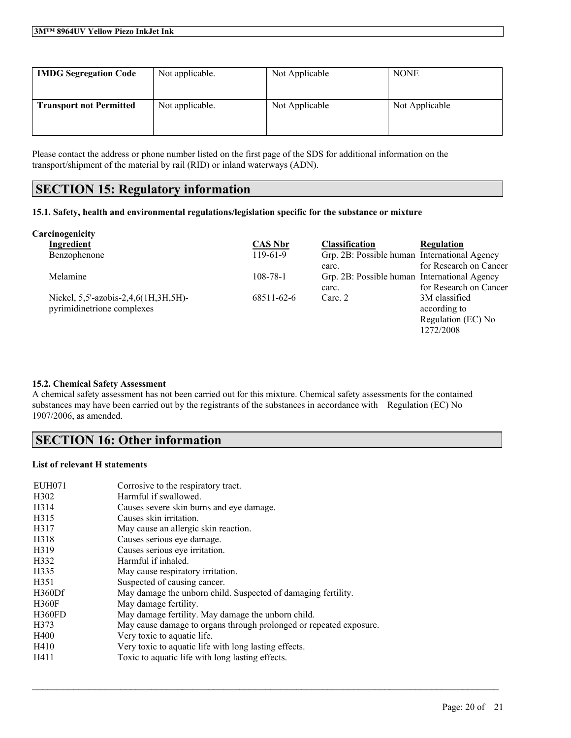| IMDG Segregation Code | Not applicable. | Not Applicable | NONE |
|---|---|---|---|
| Transport not Permitted | Not applicable. | Not Applicable | Not Applicable |

Please contact the address or phone number listed on the first page of the SDS for additional information on the transport/shipment of the material by rail (RID) or inland waterways (ADN).

## SECTION 15: Regulatory information

### 15.1. Safety, health and environmental regulations/legislation specific for the substance or mixture

**Carcinogenicity**

| Ingredient | CAS Nbr | Classification | Regulation |
|---|---|---|---|
| Benzophenone | 119-61-9 | Grp. 2B: Possible human carc. | International Agency for Research on Cancer |
| Melamine | 108-78-1 | Grp. 2B: Possible human carc. | International Agency for Research on Cancer |
| Nickel, 5,5'-azobis-2,4,6(1H,3H,5H)-pyrimidinetrione complexes | 68511-62-6 | Carc. 2 | 3M classified according to Regulation (EC) No 1272/2008 |

### 15.2. Chemical Safety Assessment

A chemical safety assessment has not been carried out for this mixture. Chemical safety assessments for the contained substances may have been carried out by the registrants of the substances in accordance with Regulation (EC) No 1907/2006, as amended.

## SECTION 16: Other information

**List of relevant H statements**

| | |
|---|---|
| EUH071 | Corrosive to the respiratory tract. |
| H302 | Harmful if swallowed. |
| H314 | Causes severe skin burns and eye damage. |
| H315 | Causes skin irritation. |
| H317 | May cause an allergic skin reaction. |
| H318 | Causes serious eye damage. |
| H319 | Causes serious eye irritation. |
| H332 | Harmful if inhaled. |
| H335 | May cause respiratory irritation. |
| H351 | Suspected of causing cancer. |
| H360Df | May damage the unborn child. Suspected of damaging fertility. |
| H360F | May damage fertility. |
| H360FD | May damage fertility. May damage the unborn child. |
| H373 | May cause damage to organs through prolonged or repeated exposure. |
| H400 | Very toxic to aquatic life. |
| H410 | Very toxic to aquatic life with long lasting effects. |
| H411 | Toxic to aquatic life with long lasting effects. |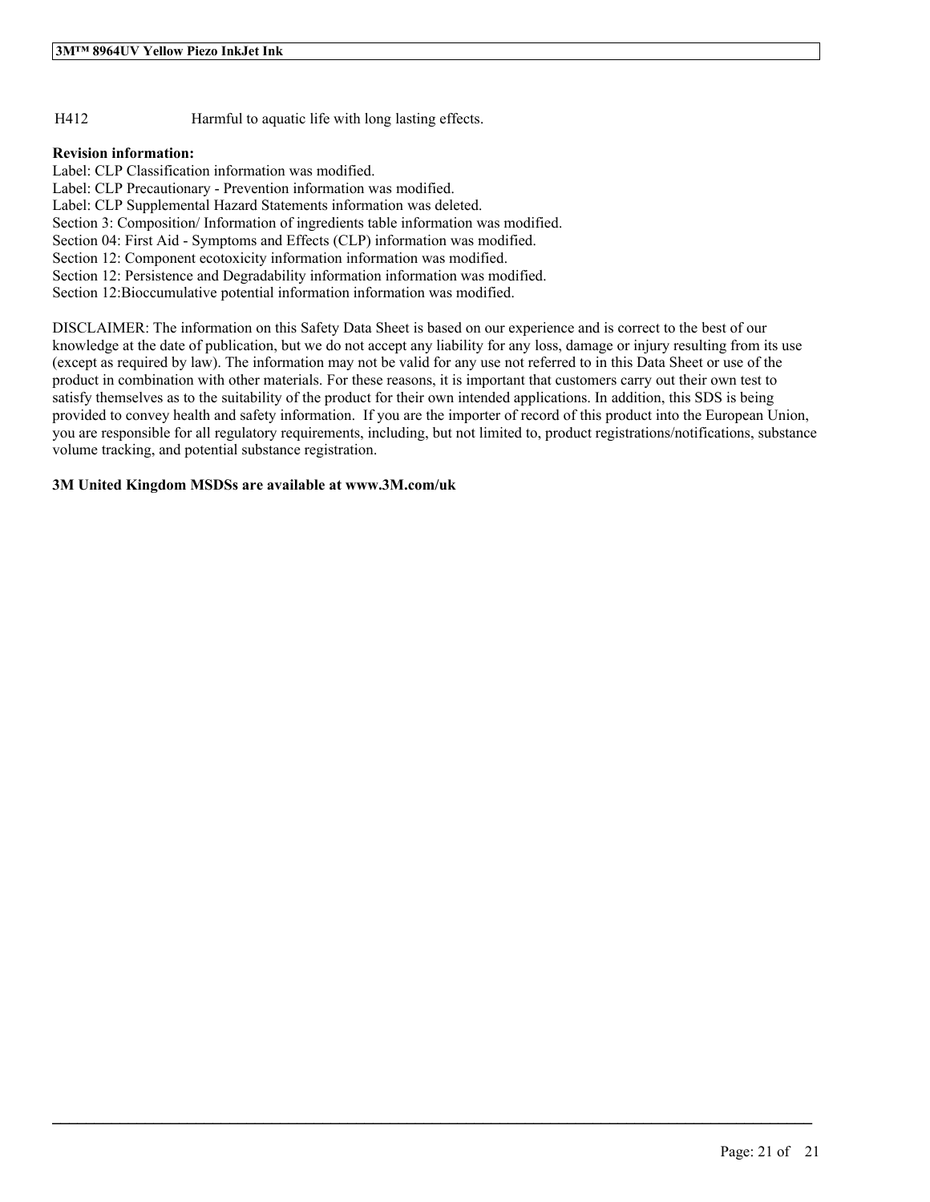| | |
|---|---|
| H412 | Harmful to aquatic life with long lasting effects. |

**Revision information:**

Label: CLP Classification information was modified.
Label: CLP Precautionary - Prevention information was modified.
Label: CLP Supplemental Hazard Statements information was deleted.
Section 3: Composition/ Information of ingredients table information was modified.
Section 04: First Aid - Symptoms and Effects (CLP) information was modified.
Section 12: Component ecotoxicity information information was modified.
Section 12: Persistence and Degradability information information was modified.
Section 12:Bioccumulative potential information information was modified.

DISCLAIMER: The information on this Safety Data Sheet is based on our experience and is correct to the best of our knowledge at the date of publication, but we do not accept any liability for any loss, damage or injury resulting from its use (except as required by law). The information may not be valid for any use not referred to in this Data Sheet or use of the product in combination with other materials. For these reasons, it is important that customers carry out their own test to satisfy themselves as to the suitability of the product for their own intended applications. In addition, this SDS is being provided to convey health and safety information. If you are the importer of record of this product into the European Union, you are responsible for all regulatory requirements, including, but not limited to, product registrations/notifications, substance volume tracking, and potential substance registration.

**3M United Kingdom MSDSs are available at www.3M.com/uk**